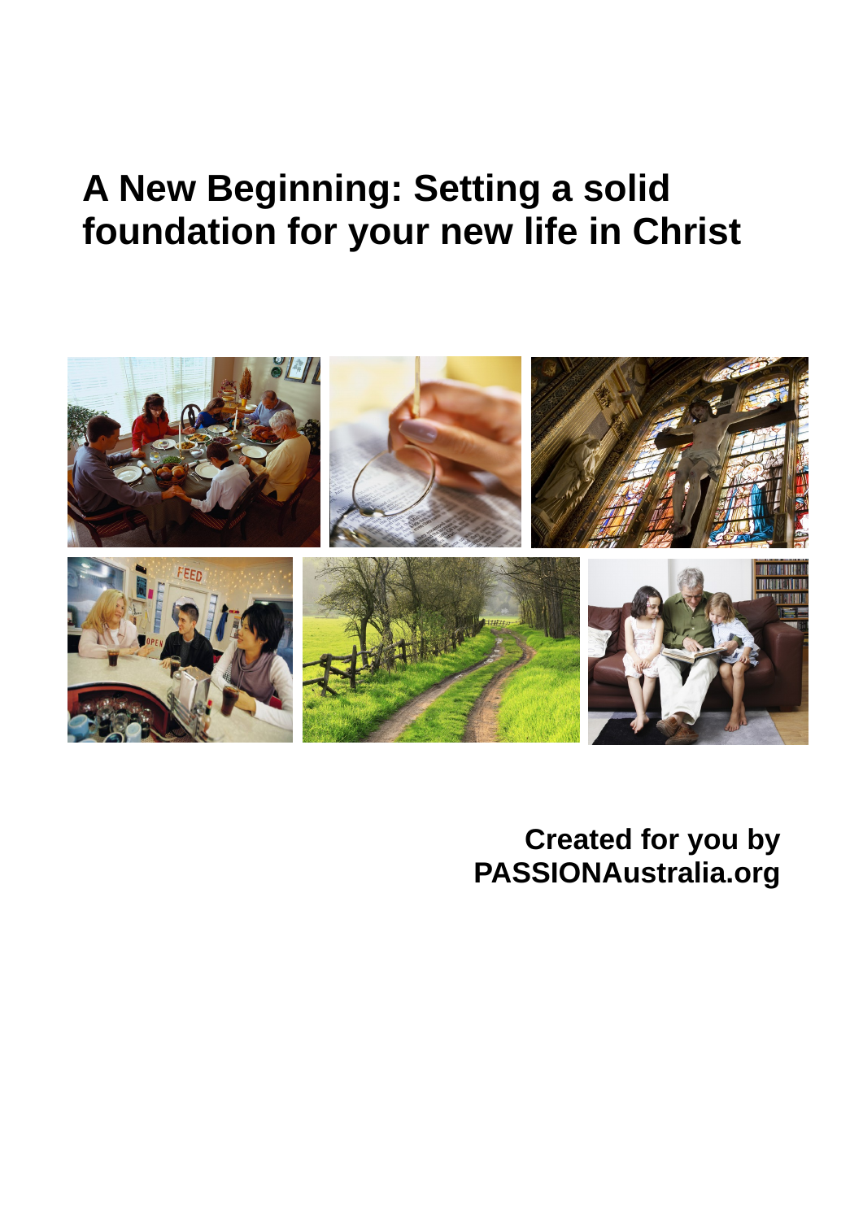# A New Beginning: Setting a solid foundation for your new life in Christ

**Created for you by PASSIONAustralia.org**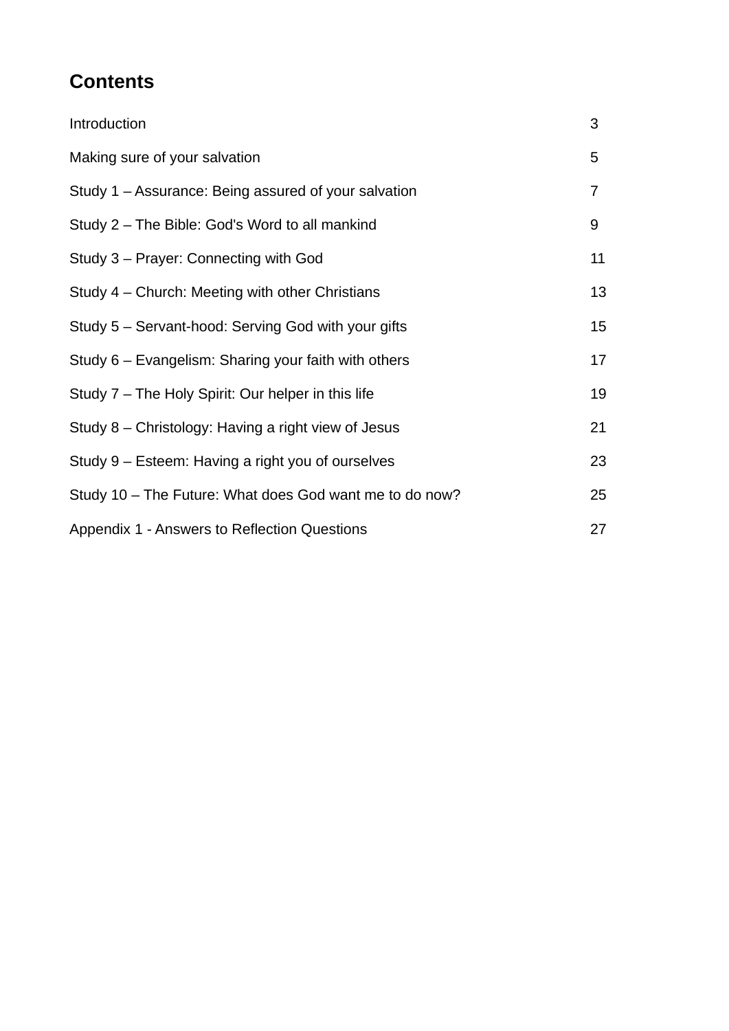## Contents

| | |
|---|---|
| Introduction | 3 |
| Making sure of your salvation | 5 |
| Study 1 – Assurance: Being assured of your salvation | 7 |
| Study 2 – The Bible: God's Word to all mankind | 9 |
| Study 3 – Prayer: Connecting with God | 11 |
| Study 4 – Church: Meeting with other Christians | 13 |
| Study 5 – Servant-hood: Serving God with your gifts | 15 |
| Study 6 – Evangelism: Sharing your faith with others | 17 |
| Study 7 – The Holy Spirit: Our helper in this life | 19 |
| Study 8 – Christology: Having a right view of Jesus | 21 |
| Study 9 – Esteem: Having a right you of ourselves | 23 |
| Study 10 – The Future: What does God want me to do now? | 25 |
| Appendix 1 - Answers to Reflection Questions | 27 |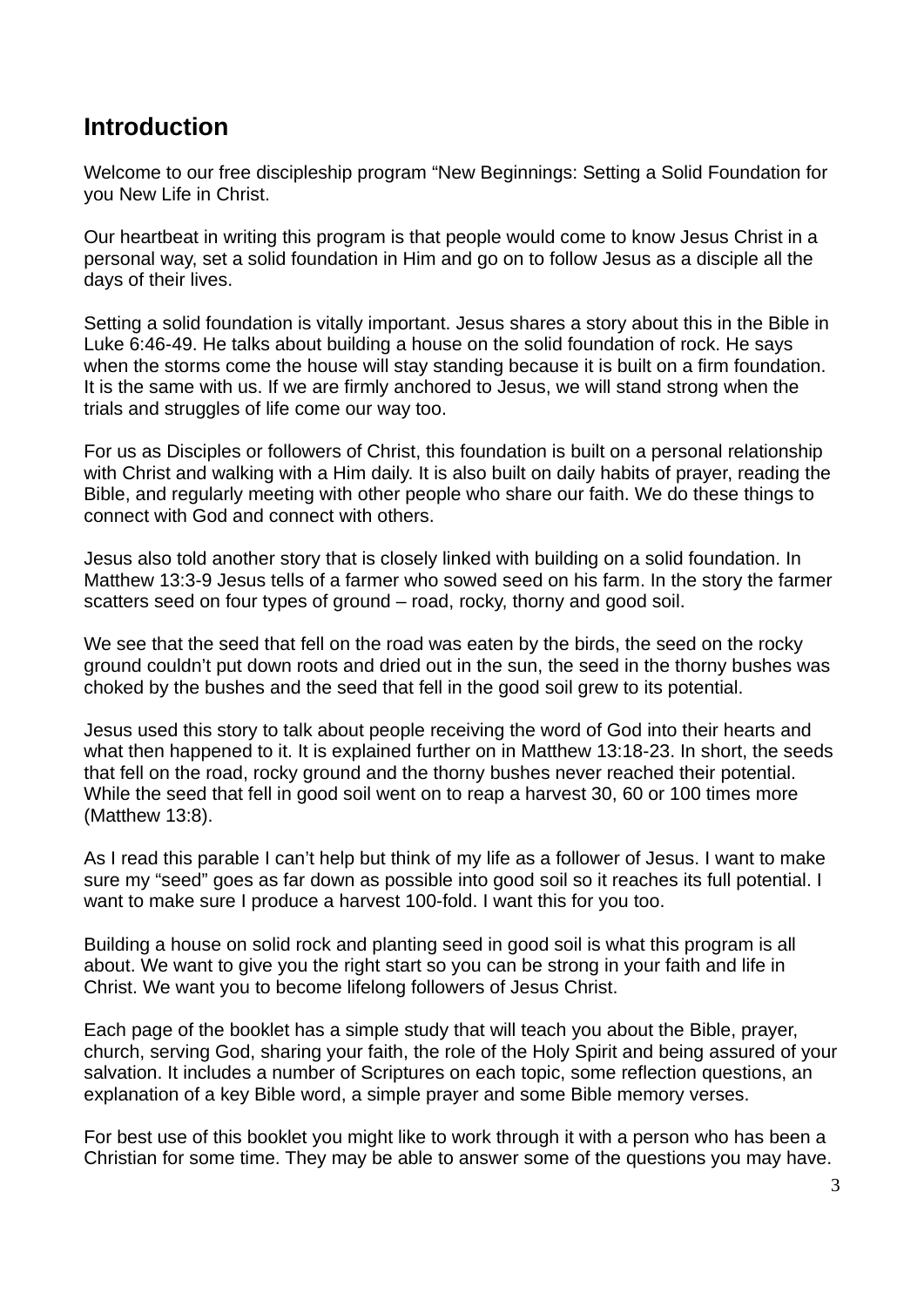## Introduction

Welcome to our free discipleship program “New Beginnings: Setting a Solid Foundation for you New Life in Christ.

Our heartbeat in writing this program is that people would come to know Jesus Christ in a personal way, set a solid foundation in Him and go on to follow Jesus as a disciple all the days of their lives.

Setting a solid foundation is vitally important. Jesus shares a story about this in the Bible in Luke 6:46-49. He talks about building a house on the solid foundation of rock. He says when the storms come the house will stay standing because it is built on a firm foundation. It is the same with us. If we are firmly anchored to Jesus, we will stand strong when the trials and struggles of life come our way too.

For us as Disciples or followers of Christ, this foundation is built on a personal relationship with Christ and walking with a Him daily. It is also built on daily habits of prayer, reading the Bible, and regularly meeting with other people who share our faith. We do these things to connect with God and connect with others.

Jesus also told another story that is closely linked with building on a solid foundation. In Matthew 13:3-9 Jesus tells of a farmer who sowed seed on his farm. In the story the farmer scatters seed on four types of ground – road, rocky, thorny and good soil.

We see that the seed that fell on the road was eaten by the birds, the seed on the rocky ground couldn’t put down roots and dried out in the sun, the seed in the thorny bushes was choked by the bushes and the seed that fell in the good soil grew to its potential.

Jesus used this story to talk about people receiving the word of God into their hearts and what then happened to it. It is explained further on in Matthew 13:18-23. In short, the seeds that fell on the road, rocky ground and the thorny bushes never reached their potential. While the seed that fell in good soil went on to reap a harvest 30, 60 or 100 times more (Matthew 13:8).

As I read this parable I can’t help but think of my life as a follower of Jesus. I want to make sure my “seed” goes as far down as possible into good soil so it reaches its full potential. I want to make sure I produce a harvest 100-fold. I want this for you too.

Building a house on solid rock and planting seed in good soil is what this program is all about. We want to give you the right start so you can be strong in your faith and life in Christ. We want you to become lifelong followers of Jesus Christ.

Each page of the booklet has a simple study that will teach you about the Bible, prayer, church, serving God, sharing your faith, the role of the Holy Spirit and being assured of your salvation. It includes a number of Scriptures on each topic, some reflection questions, an explanation of a key Bible word, a simple prayer and some Bible memory verses.

For best use of this booklet you might like to work through it with a person who has been a Christian for some time. They may be able to answer some of the questions you may have.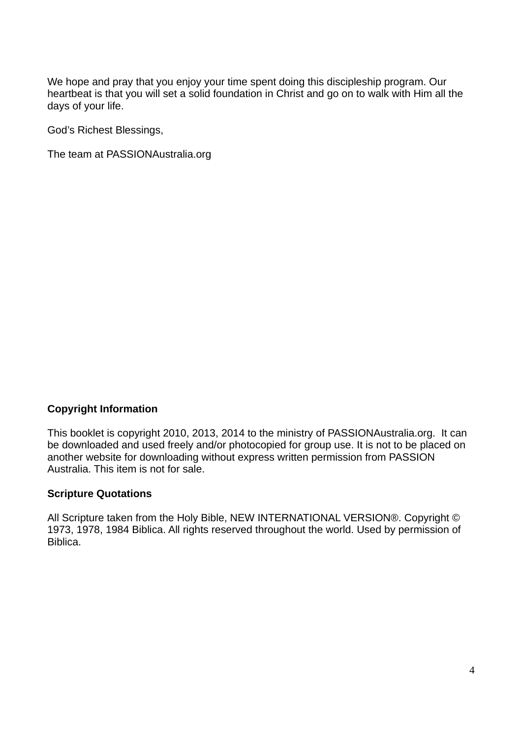We hope and pray that you enjoy your time spent doing this discipleship program. Our heartbeat is that you will set a solid foundation in Christ and go on to walk with Him all the days of your life.

God's Richest Blessings,

The team at PASSIONAustralia.org

**Copyright Information**

This booklet is copyright 2010, 2013, 2014 to the ministry of PASSIONAustralia.org. It can be downloaded and used freely and/or photocopied for group use. It is not to be placed on another website for downloading without express written permission from PASSION Australia. This item is not for sale.

**Scripture Quotations**

All Scripture taken from the Holy Bible, NEW INTERNATIONAL VERSION®. Copyright © 1973, 1978, 1984 Biblica. All rights reserved throughout the world. Used by permission of Biblica.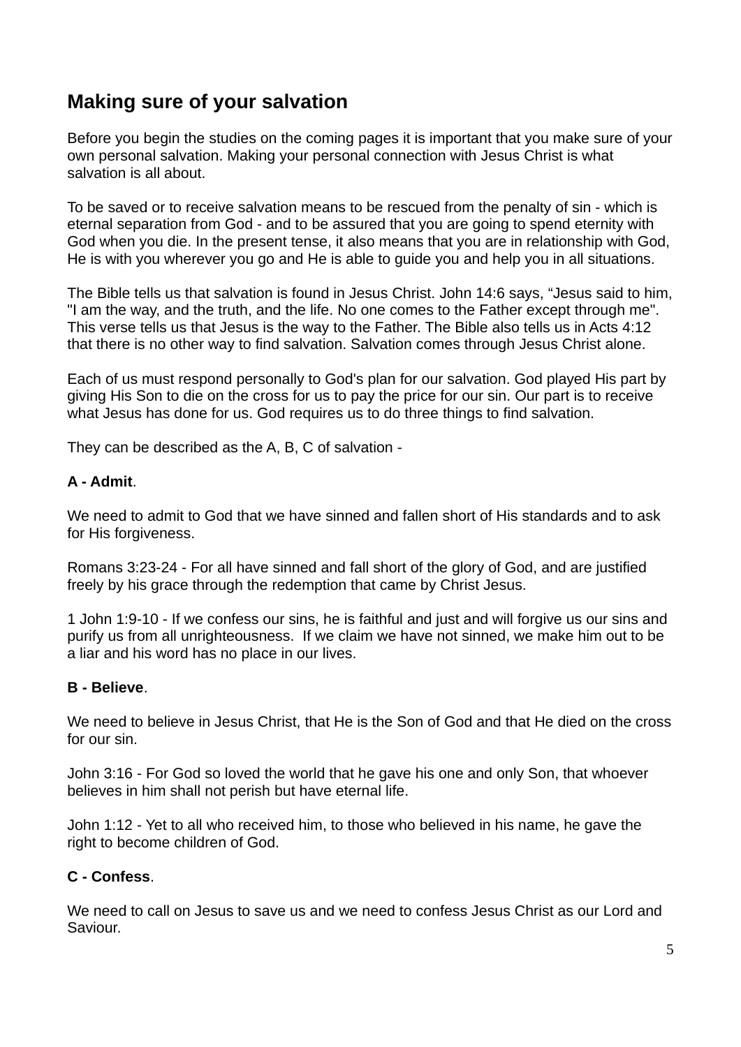## Making sure of your salvation

Before you begin the studies on the coming pages it is important that you make sure of your own personal salvation. Making your personal connection with Jesus Christ is what salvation is all about.

To be saved or to receive salvation means to be rescued from the penalty of sin - which is eternal separation from God - and to be assured that you are going to spend eternity with God when you die. In the present tense, it also means that you are in relationship with God, He is with you wherever you go and He is able to guide you and help you in all situations.

The Bible tells us that salvation is found in Jesus Christ. John 14:6 says, "Jesus said to him, "I am the way, and the truth, and the life. No one comes to the Father except through me". This verse tells us that Jesus is the way to the Father. The Bible also tells us in Acts 4:12 that there is no other way to find salvation. Salvation comes through Jesus Christ alone.

Each of us must respond personally to God's plan for our salvation. God played His part by giving His Son to die on the cross for us to pay the price for our sin. Our part is to receive what Jesus has done for us. God requires us to do three things to find salvation.

They can be described as the A, B, C of salvation -

**A - Admit**.

We need to admit to God that we have sinned and fallen short of His standards and to ask for His forgiveness.

Romans 3:23-24 - For all have sinned and fall short of the glory of God, and are justified freely by his grace through the redemption that came by Christ Jesus.

1 John 1:9-10 - If we confess our sins, he is faithful and just and will forgive us our sins and purify us from all unrighteousness. If we claim we have not sinned, we make him out to be a liar and his word has no place in our lives.

**B - Believe**.

We need to believe in Jesus Christ, that He is the Son of God and that He died on the cross for our sin.

John 3:16 - For God so loved the world that he gave his one and only Son, that whoever believes in him shall not perish but have eternal life.

John 1:12 - Yet to all who received him, to those who believed in his name, he gave the right to become children of God.

**C - Confess**.

We need to call on Jesus to save us and we need to confess Jesus Christ as our Lord and Saviour.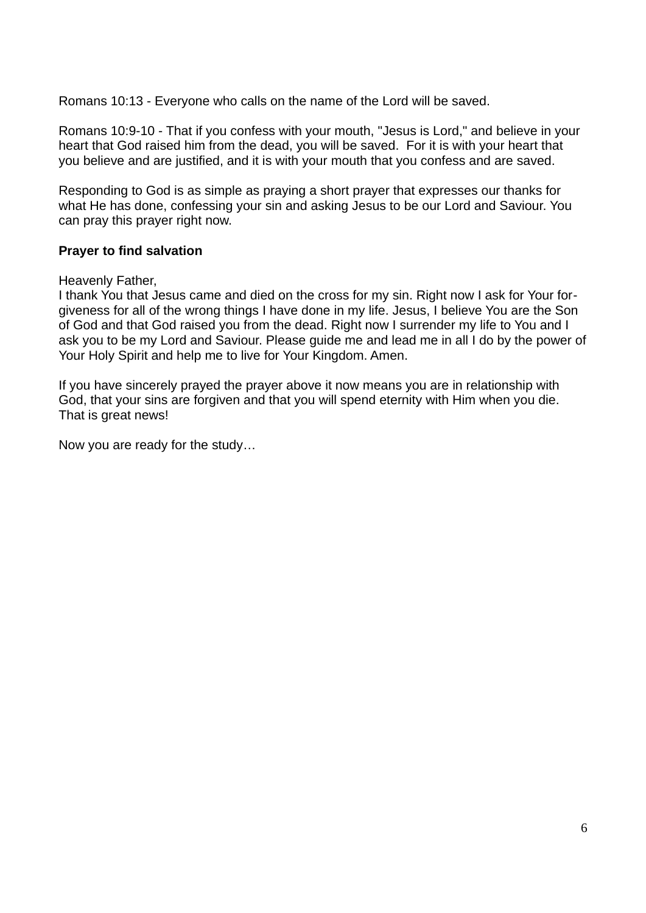Romans 10:13 - Everyone who calls on the name of the Lord will be saved.

Romans 10:9-10 - That if you confess with your mouth, "Jesus is Lord," and believe in your heart that God raised him from the dead, you will be saved. For it is with your heart that you believe and are justified, and it is with your mouth that you confess and are saved.

Responding to God is as simple as praying a short prayer that expresses our thanks for what He has done, confessing your sin and asking Jesus to be our Lord and Saviour. You can pray this prayer right now.

**Prayer to find salvation**

Heavenly Father,
I thank You that Jesus came and died on the cross for my sin. Right now I ask for Your forgiveness for all of the wrong things I have done in my life. Jesus, I believe You are the Son of God and that God raised you from the dead. Right now I surrender my life to You and I ask you to be my Lord and Saviour. Please guide me and lead me in all I do by the power of Your Holy Spirit and help me to live for Your Kingdom. Amen.

If you have sincerely prayed the prayer above it now means you are in relationship with God, that your sins are forgiven and that you will spend eternity with Him when you die. That is great news!

Now you are ready for the study…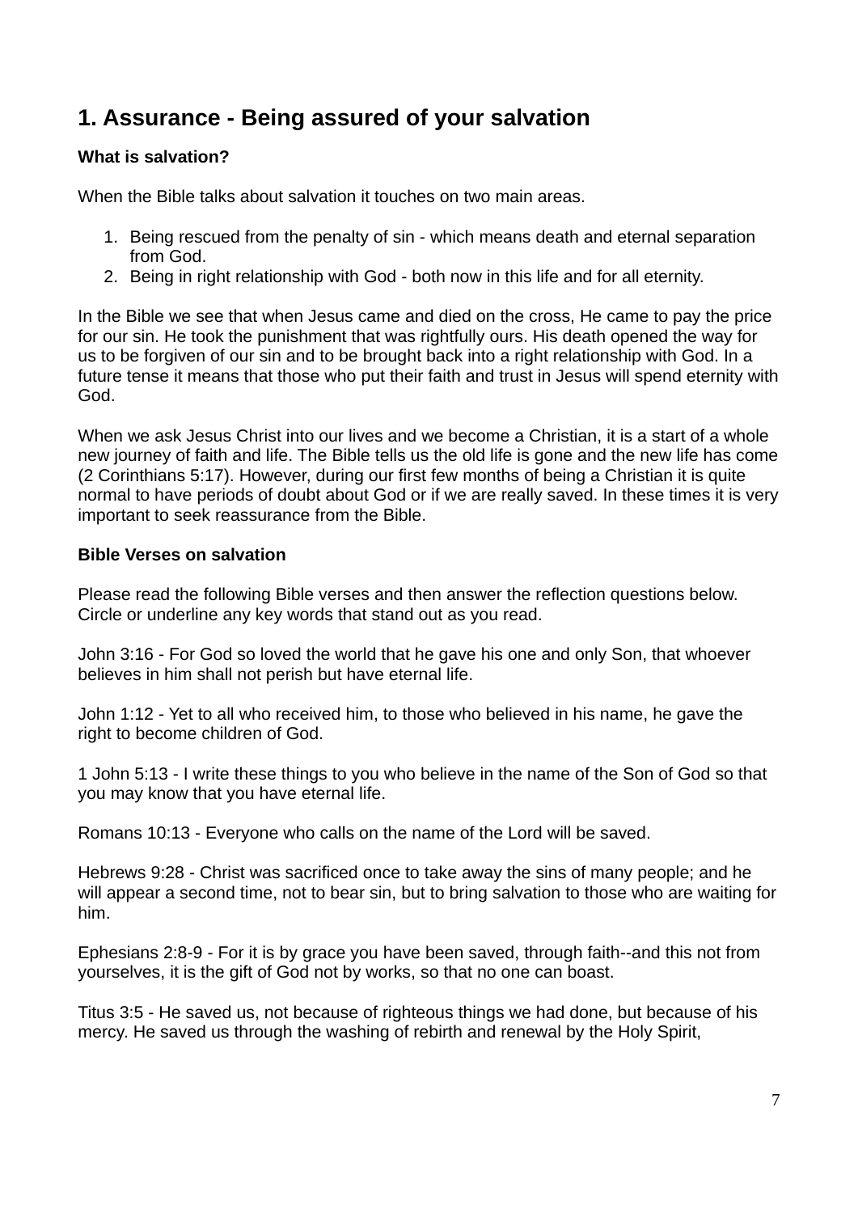## 1. Assurance - Being assured of your salvation

**What is salvation?**

When the Bible talks about salvation it touches on two main areas.

1. Being rescued from the penalty of sin - which means death and eternal separation from God.
2. Being in right relationship with God - both now in this life and for all eternity.

In the Bible we see that when Jesus came and died on the cross, He came to pay the price for our sin. He took the punishment that was rightfully ours. His death opened the way for us to be forgiven of our sin and to be brought back into a right relationship with God. In a future tense it means that those who put their faith and trust in Jesus will spend eternity with God.

When we ask Jesus Christ into our lives and we become a Christian, it is a start of a whole new journey of faith and life. The Bible tells us the old life is gone and the new life has come (2 Corinthians 5:17). However, during our first few months of being a Christian it is quite normal to have periods of doubt about God or if we are really saved. In these times it is very important to seek reassurance from the Bible.

**Bible Verses on salvation**

Please read the following Bible verses and then answer the reflection questions below. Circle or underline any key words that stand out as you read.

John 3:16 - For God so loved the world that he gave his one and only Son, that whoever believes in him shall not perish but have eternal life.

John 1:12 - Yet to all who received him, to those who believed in his name, he gave the right to become children of God.

1 John 5:13 - I write these things to you who believe in the name of the Son of God so that you may know that you have eternal life.

Romans 10:13 - Everyone who calls on the name of the Lord will be saved.

Hebrews 9:28 - Christ was sacrificed once to take away the sins of many people; and he will appear a second time, not to bear sin, but to bring salvation to those who are waiting for him.

Ephesians 2:8-9 - For it is by grace you have been saved, through faith--and this not from yourselves, it is the gift of God not by works, so that no one can boast.

Titus 3:5 - He saved us, not because of righteous things we had done, but because of his mercy. He saved us through the washing of rebirth and renewal by the Holy Spirit,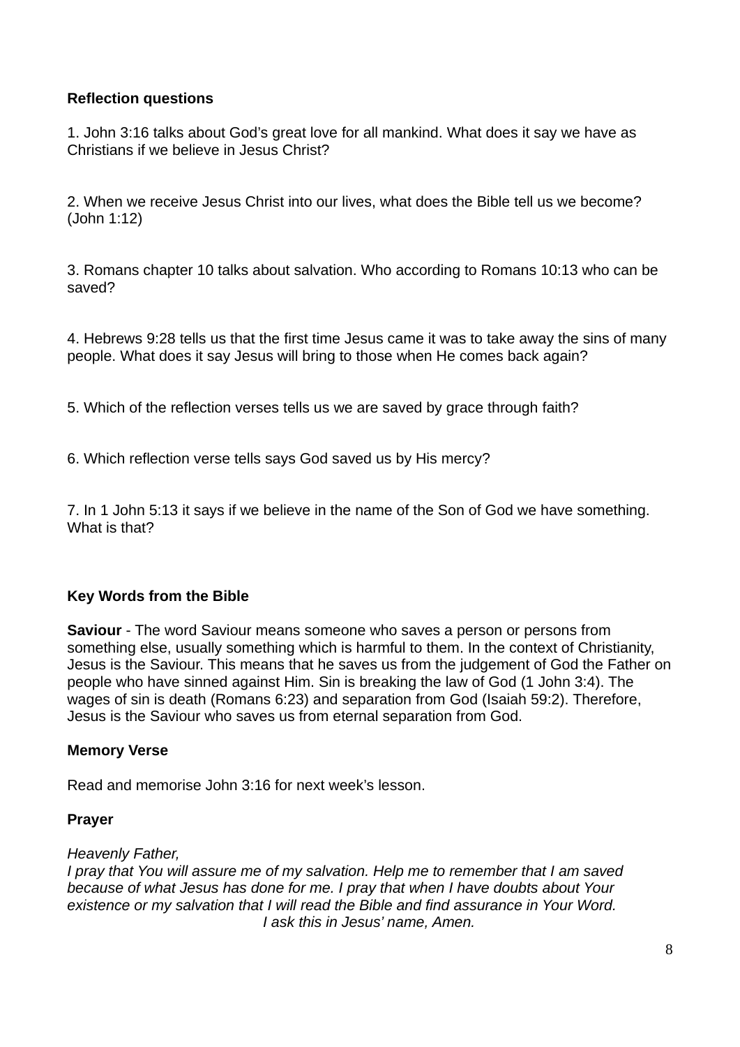**Reflection questions**

1. John 3:16 talks about God's great love for all mankind. What does it say we have as Christians if we believe in Jesus Christ?

2. When we receive Jesus Christ into our lives, what does the Bible tell us we become? (John 1:12)

3. Romans chapter 10 talks about salvation. Who according to Romans 10:13 who can be saved?

4. Hebrews 9:28 tells us that the first time Jesus came it was to take away the sins of many people. What does it say Jesus will bring to those when He comes back again?

5. Which of the reflection verses tells us we are saved by grace through faith?

6. Which reflection verse tells says God saved us by His mercy?

7. In 1 John 5:13 it says if we believe in the name of the Son of God we have something. What is that?

**Key Words from the Bible**

**Saviour** - The word Saviour means someone who saves a person or persons from something else, usually something which is harmful to them. In the context of Christianity, Jesus is the Saviour. This means that he saves us from the judgement of God the Father on people who have sinned against Him. Sin is breaking the law of God (1 John 3:4). The wages of sin is death (Romans 6:23) and separation from God (Isaiah 59:2). Therefore, Jesus is the Saviour who saves us from eternal separation from God.

**Memory Verse**

Read and memorise John 3:16 for next week's lesson.

**Prayer**

*Heavenly Father,*
*I pray that You will assure me of my salvation. Help me to remember that I am saved because of what Jesus has done for me. I pray that when I have doubts about Your existence or my salvation that I will read the Bible and find assurance in Your Word.*
*I ask this in Jesus' name, Amen.*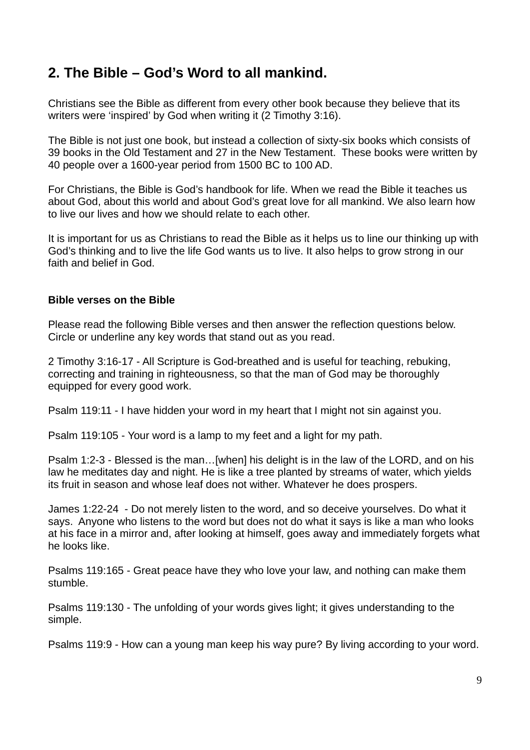## 2. The Bible – God's Word to all mankind.

Christians see the Bible as different from every other book because they believe that its writers were 'inspired' by God when writing it (2 Timothy 3:16).

The Bible is not just one book, but instead a collection of sixty-six books which consists of 39 books in the Old Testament and 27 in the New Testament. These books were written by 40 people over a 1600-year period from 1500 BC to 100 AD.

For Christians, the Bible is God's handbook for life. When we read the Bible it teaches us about God, about this world and about God's great love for all mankind. We also learn how to live our lives and how we should relate to each other.

It is important for us as Christians to read the Bible as it helps us to line our thinking up with God's thinking and to live the life God wants us to live. It also helps to grow strong in our faith and belief in God.

**Bible verses on the Bible**

Please read the following Bible verses and then answer the reflection questions below. Circle or underline any key words that stand out as you read.

2 Timothy 3:16-17 - All Scripture is God-breathed and is useful for teaching, rebuking, correcting and training in righteousness, so that the man of God may be thoroughly equipped for every good work.

Psalm 119:11 - I have hidden your word in my heart that I might not sin against you.

Psalm 119:105 - Your word is a lamp to my feet and a light for my path.

Psalm 1:2-3 - Blessed is the man…[when] his delight is in the law of the LORD, and on his law he meditates day and night. He is like a tree planted by streams of water, which yields its fruit in season and whose leaf does not wither. Whatever he does prospers.

James 1:22-24 - Do not merely listen to the word, and so deceive yourselves. Do what it says. Anyone who listens to the word but does not do what it says is like a man who looks at his face in a mirror and, after looking at himself, goes away and immediately forgets what he looks like.

Psalms 119:165 - Great peace have they who love your law, and nothing can make them stumble.

Psalms 119:130 - The unfolding of your words gives light; it gives understanding to the simple.

Psalms 119:9 - How can a young man keep his way pure? By living according to your word.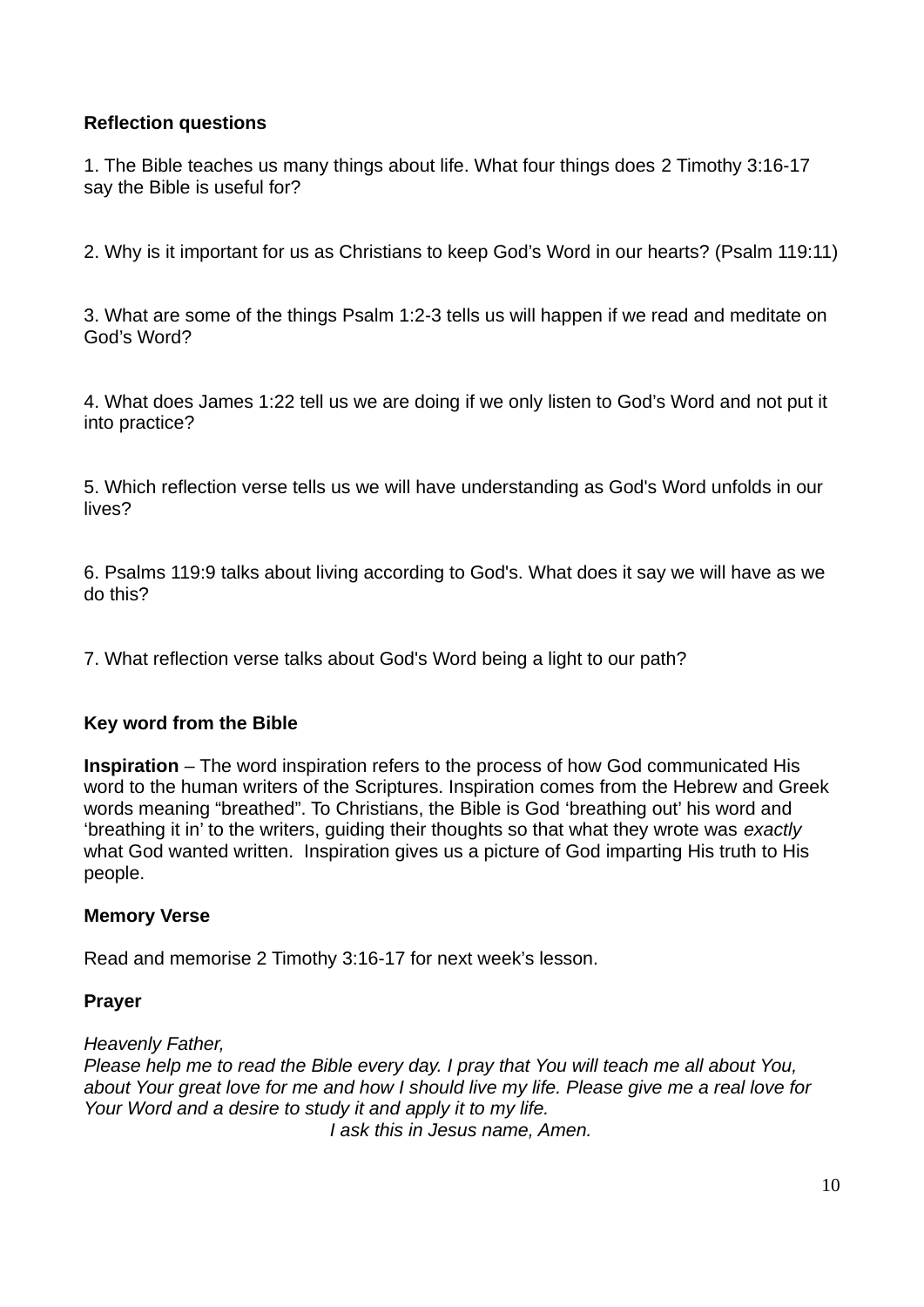**Reflection questions**

1. The Bible teaches us many things about life. What four things does 2 Timothy 3:16-17 say the Bible is useful for?

2. Why is it important for us as Christians to keep God’s Word in our hearts? (Psalm 119:11)

3. What are some of the things Psalm 1:2-3 tells us will happen if we read and meditate on God’s Word?

4. What does James 1:22 tell us we are doing if we only listen to God’s Word and not put it into practice?

5. Which reflection verse tells us we will have understanding as God's Word unfolds in our lives?

6. Psalms 119:9 talks about living according to God's. What does it say we will have as we do this?

7. What reflection verse talks about God's Word being a light to our path?

**Key word from the Bible**

**Inspiration** – The word inspiration refers to the process of how God communicated His word to the human writers of the Scriptures. Inspiration comes from the Hebrew and Greek words meaning “breathed”. To Christians, the Bible is God ‘breathing out’ his word and ‘breathing it in’ to the writers, guiding their thoughts so that what they wrote was *exactly* what God wanted written. Inspiration gives us a picture of God imparting His truth to His people.

**Memory Verse**

Read and memorise 2 Timothy 3:16-17 for next week’s lesson.

**Prayer**

*Heavenly Father,*
*Please help me to read the Bible every day. I pray that You will teach me all about You, about Your great love for me and how I should live my life. Please give me a real love for Your Word and a desire to study it and apply it to my life.*
*I ask this in Jesus name, Amen.*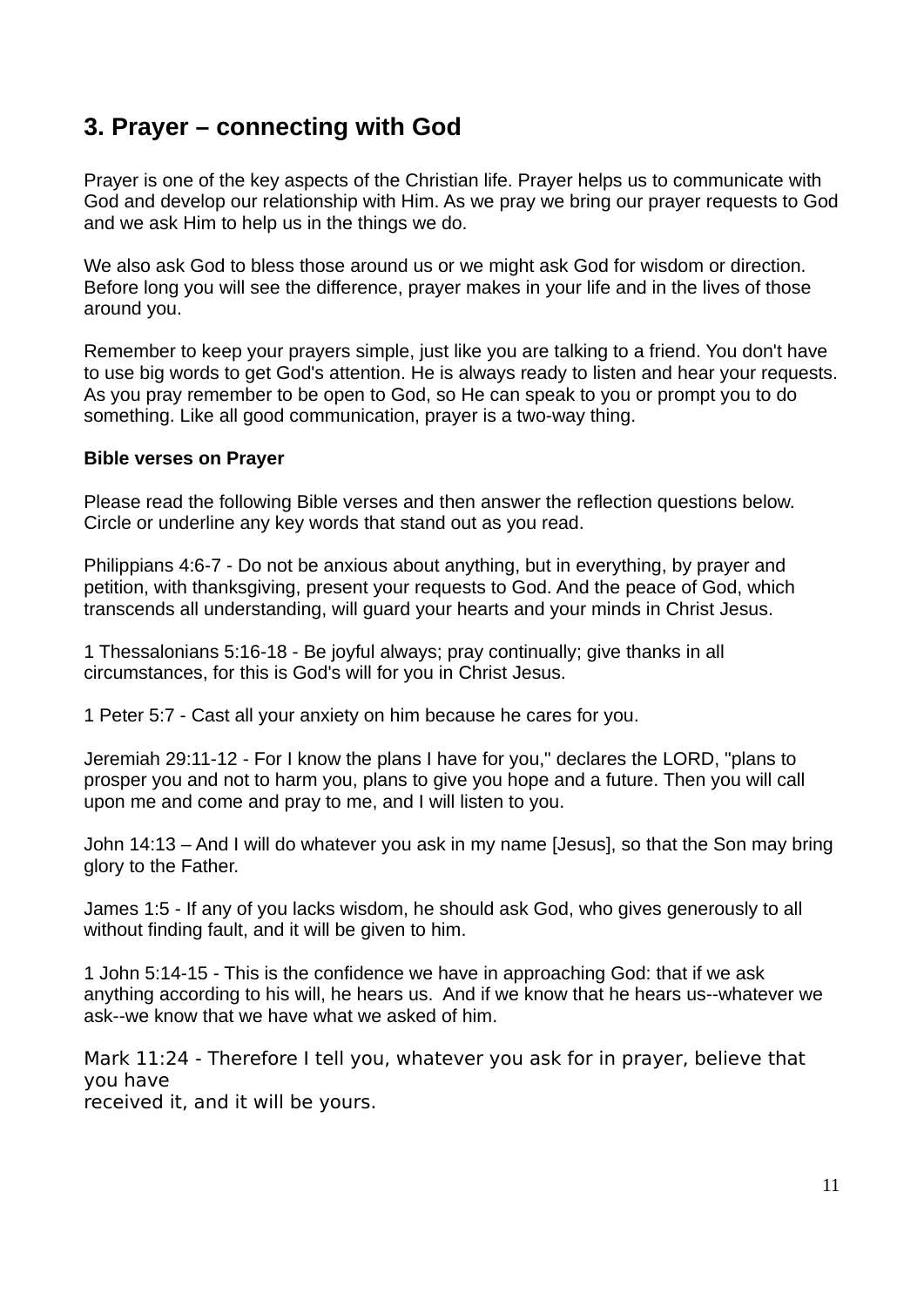## 3. Prayer – connecting with God

Prayer is one of the key aspects of the Christian life. Prayer helps us to communicate with God and develop our relationship with Him. As we pray we bring our prayer requests to God and we ask Him to help us in the things we do.

We also ask God to bless those around us or we might ask God for wisdom or direction. Before long you will see the difference, prayer makes in your life and in the lives of those around you.

Remember to keep your prayers simple, just like you are talking to a friend. You don't have to use big words to get God's attention. He is always ready to listen and hear your requests. As you pray remember to be open to God, so He can speak to you or prompt you to do something. Like all good communication, prayer is a two-way thing.

**Bible verses on Prayer**

Please read the following Bible verses and then answer the reflection questions below. Circle or underline any key words that stand out as you read.

Philippians 4:6-7 - Do not be anxious about anything, but in everything, by prayer and petition, with thanksgiving, present your requests to God. And the peace of God, which transcends all understanding, will guard your hearts and your minds in Christ Jesus.

1 Thessalonians 5:16-18 - Be joyful always; pray continually; give thanks in all circumstances, for this is God's will for you in Christ Jesus.

1 Peter 5:7 - Cast all your anxiety on him because he cares for you.

Jeremiah 29:11-12 - For I know the plans I have for you," declares the LORD, "plans to prosper you and not to harm you, plans to give you hope and a future. Then you will call upon me and come and pray to me, and I will listen to you.

John 14:13 – And I will do whatever you ask in my name [Jesus], so that the Son may bring glory to the Father.

James 1:5 - If any of you lacks wisdom, he should ask God, who gives generously to all without finding fault, and it will be given to him.

1 John 5:14-15 - This is the confidence we have in approaching God: that if we ask anything according to his will, he hears us. And if we know that he hears us--whatever we ask--we know that we have what we asked of him.

Mark 11:24 - Therefore I tell you, whatever you ask for in prayer, believe that you have received it, and it will be yours.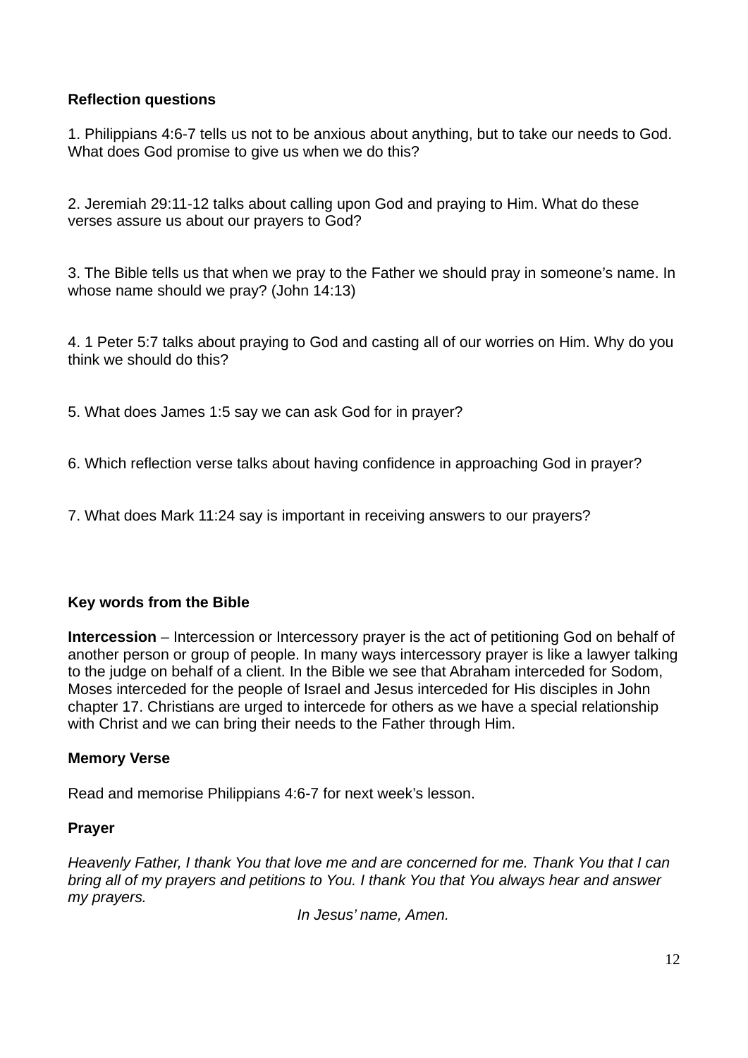**Reflection questions**

1. Philippians 4:6-7 tells us not to be anxious about anything, but to take our needs to God. What does God promise to give us when we do this?

2. Jeremiah 29:11-12 talks about calling upon God and praying to Him. What do these verses assure us about our prayers to God?

3. The Bible tells us that when we pray to the Father we should pray in someone's name. In whose name should we pray? (John 14:13)

4. 1 Peter 5:7 talks about praying to God and casting all of our worries on Him. Why do you think we should do this?

5. What does James 1:5 say we can ask God for in prayer?

6. Which reflection verse talks about having confidence in approaching God in prayer?

7. What does Mark 11:24 say is important in receiving answers to our prayers?

**Key words from the Bible**

**Intercession** – Intercession or Intercessory prayer is the act of petitioning God on behalf of another person or group of people. In many ways intercessory prayer is like a lawyer talking to the judge on behalf of a client. In the Bible we see that Abraham interceded for Sodom, Moses interceded for the people of Israel and Jesus interceded for His disciples in John chapter 17. Christians are urged to intercede for others as we have a special relationship with Christ and we can bring their needs to the Father through Him.

**Memory Verse**

Read and memorise Philippians 4:6-7 for next week's lesson.

**Prayer**

*Heavenly Father, I thank You that love me and are concerned for me. Thank You that I can bring all of my prayers and petitions to You. I thank You that You always hear and answer my prayers.*

*In Jesus' name, Amen.*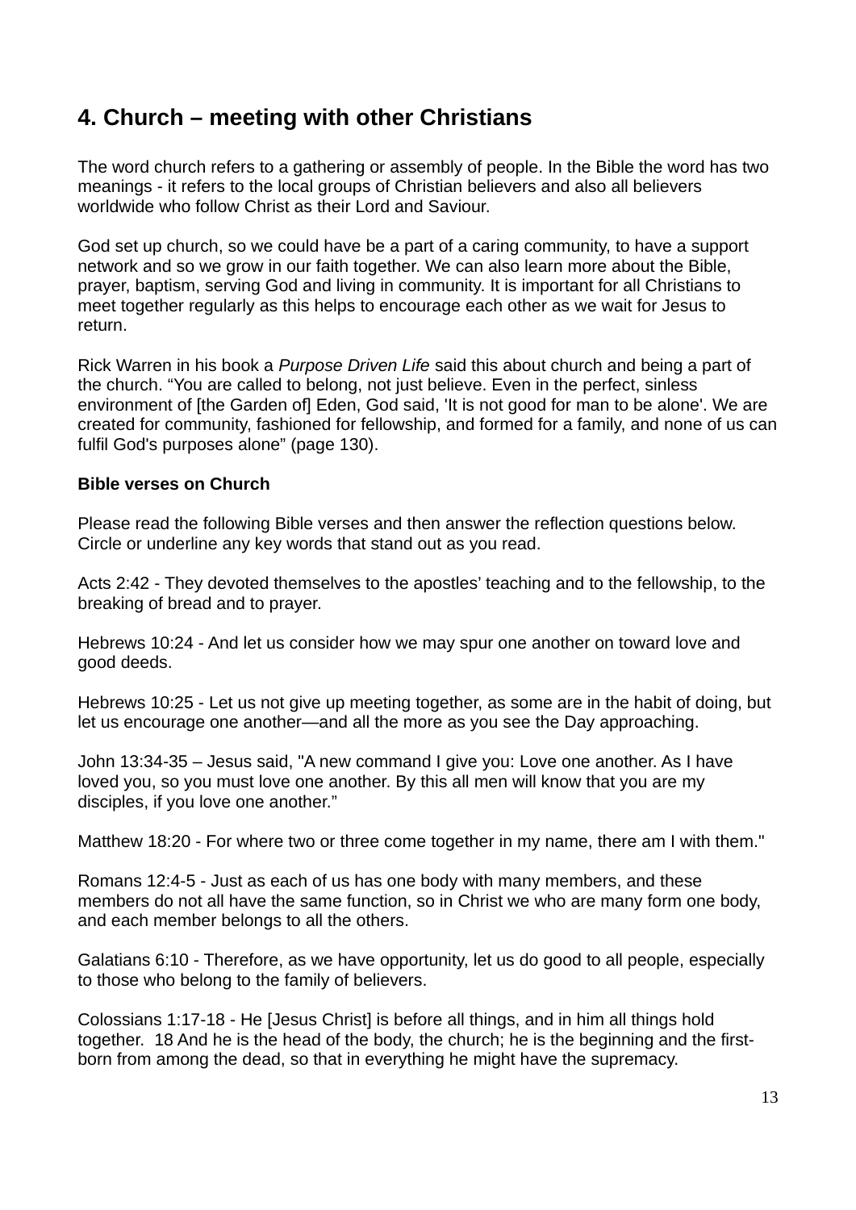## 4. Church – meeting with other Christians

The word church refers to a gathering or assembly of people. In the Bible the word has two meanings - it refers to the local groups of Christian believers and also all believers worldwide who follow Christ as their Lord and Saviour.

God set up church, so we could have be a part of a caring community, to have a support network and so we grow in our faith together. We can also learn more about the Bible, prayer, baptism, serving God and living in community. It is important for all Christians to meet together regularly as this helps to encourage each other as we wait for Jesus to return.

Rick Warren in his book a *Purpose Driven Life* said this about church and being a part of the church. “You are called to belong, not just believe. Even in the perfect, sinless environment of [the Garden of] Eden, God said, 'It is not good for man to be alone'. We are created for community, fashioned for fellowship, and formed for a family, and none of us can fulfil God's purposes alone” (page 130).

**Bible verses on Church**

Please read the following Bible verses and then answer the reflection questions below. Circle or underline any key words that stand out as you read.

Acts 2:42 - They devoted themselves to the apostles’ teaching and to the fellowship, to the breaking of bread and to prayer.

Hebrews 10:24 - And let us consider how we may spur one another on toward love and good deeds.

Hebrews 10:25 - Let us not give up meeting together, as some are in the habit of doing, but let us encourage one another—and all the more as you see the Day approaching.

John 13:34-35 – Jesus said, "A new command I give you: Love one another. As I have loved you, so you must love one another. By this all men will know that you are my disciples, if you love one another.”

Matthew 18:20 - For where two or three come together in my name, there am I with them."

Romans 12:4-5 - Just as each of us has one body with many members, and these members do not all have the same function, so in Christ we who are many form one body, and each member belongs to all the others.

Galatians 6:10 - Therefore, as we have opportunity, let us do good to all people, especially to those who belong to the family of believers.

Colossians 1:17-18 - He [Jesus Christ] is before all things, and in him all things hold together. 18 And he is the head of the body, the church; he is the beginning and the first-born from among the dead, so that in everything he might have the supremacy.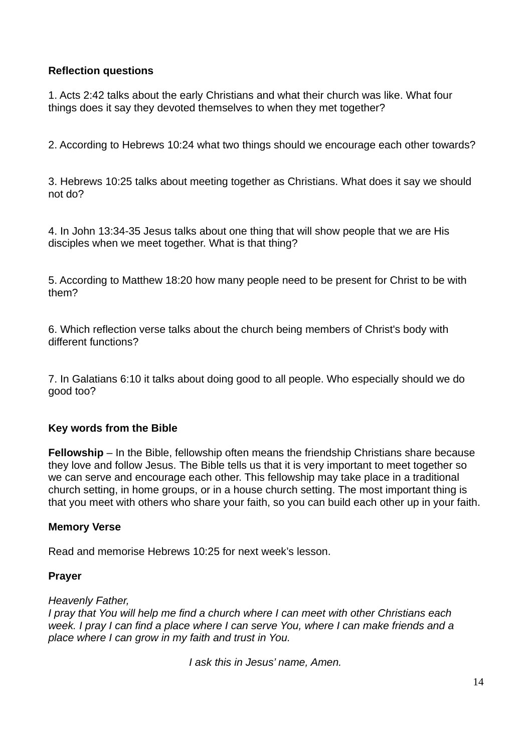**Reflection questions**

1. Acts 2:42 talks about the early Christians and what their church was like. What four things does it say they devoted themselves to when they met together?

2. According to Hebrews 10:24 what two things should we encourage each other towards?

3. Hebrews 10:25 talks about meeting together as Christians. What does it say we should not do?

4. In John 13:34-35 Jesus talks about one thing that will show people that we are His disciples when we meet together. What is that thing?

5. According to Matthew 18:20 how many people need to be present for Christ to be with them?

6. Which reflection verse talks about the church being members of Christ's body with different functions?

7. In Galatians 6:10 it talks about doing good to all people. Who especially should we do good too?

**Key words from the Bible**

**Fellowship** – In the Bible, fellowship often means the friendship Christians share because they love and follow Jesus. The Bible tells us that it is very important to meet together so we can serve and encourage each other. This fellowship may take place in a traditional church setting, in home groups, or in a house church setting. The most important thing is that you meet with others who share your faith, so you can build each other up in your faith.

**Memory Verse**

Read and memorise Hebrews 10:25 for next week's lesson.

**Prayer**

*Heavenly Father,*
*I pray that You will help me find a church where I can meet with other Christians each week. I pray I can find a place where I can serve You, where I can make friends and a place where I can grow in my faith and trust in You.*

*I ask this in Jesus' name, Amen.*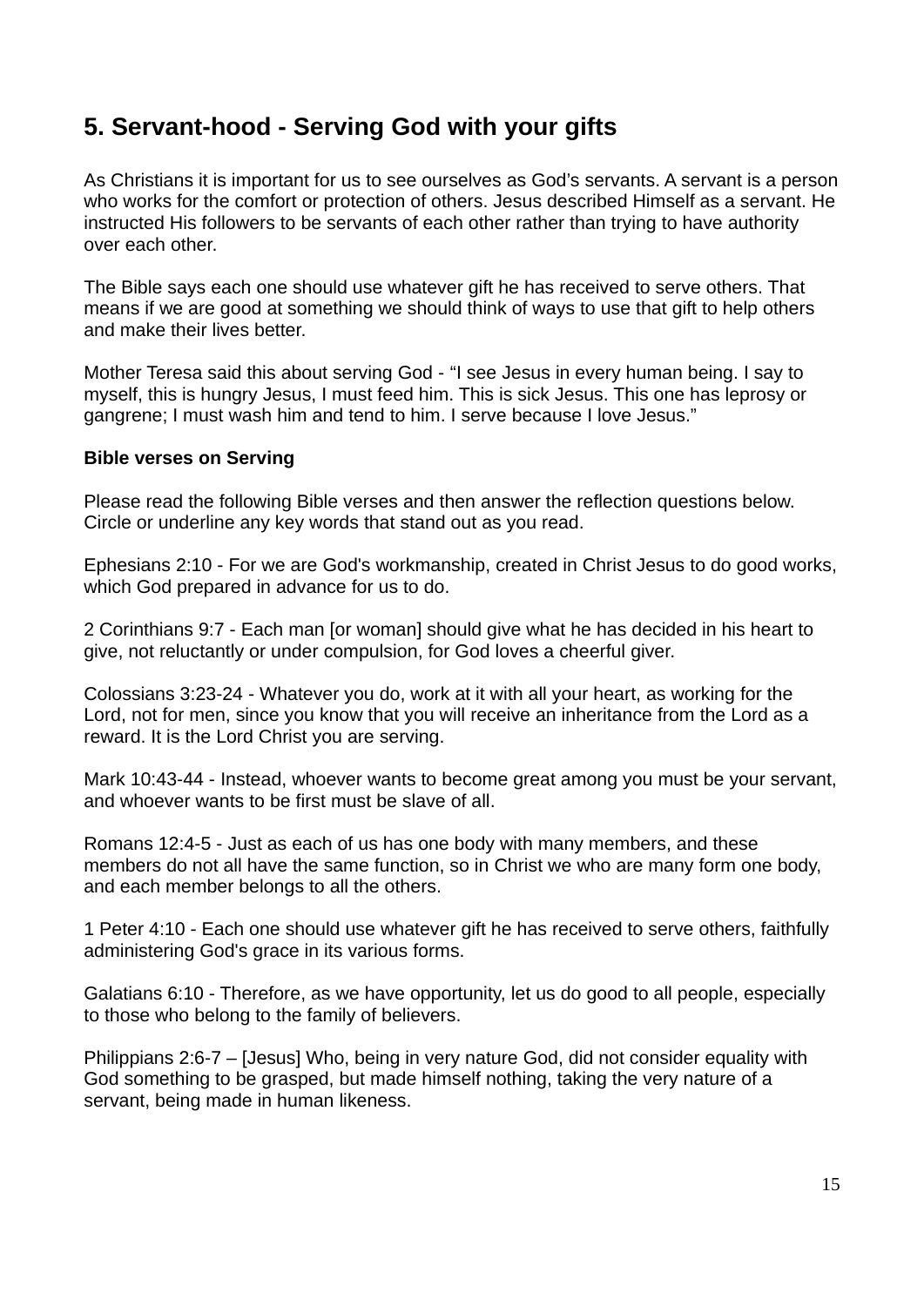## 5. Servant-hood - Serving God with your gifts

As Christians it is important for us to see ourselves as God's servants. A servant is a person who works for the comfort or protection of others. Jesus described Himself as a servant. He instructed His followers to be servants of each other rather than trying to have authority over each other.

The Bible says each one should use whatever gift he has received to serve others. That means if we are good at something we should think of ways to use that gift to help others and make their lives better.

Mother Teresa said this about serving God - "I see Jesus in every human being. I say to myself, this is hungry Jesus, I must feed him. This is sick Jesus. This one has leprosy or gangrene; I must wash him and tend to him. I serve because I love Jesus."

**Bible verses on Serving**

Please read the following Bible verses and then answer the reflection questions below. Circle or underline any key words that stand out as you read.

Ephesians 2:10 - For we are God's workmanship, created in Christ Jesus to do good works, which God prepared in advance for us to do.

2 Corinthians 9:7 - Each man [or woman] should give what he has decided in his heart to give, not reluctantly or under compulsion, for God loves a cheerful giver.

Colossians 3:23-24 - Whatever you do, work at it with all your heart, as working for the Lord, not for men, since you know that you will receive an inheritance from the Lord as a reward. It is the Lord Christ you are serving.

Mark 10:43-44 - Instead, whoever wants to become great among you must be your servant, and whoever wants to be first must be slave of all.

Romans 12:4-5 - Just as each of us has one body with many members, and these members do not all have the same function, so in Christ we who are many form one body, and each member belongs to all the others.

1 Peter 4:10 - Each one should use whatever gift he has received to serve others, faithfully administering God's grace in its various forms.

Galatians 6:10 - Therefore, as we have opportunity, let us do good to all people, especially to those who belong to the family of believers.

Philippians 2:6-7 – [Jesus] Who, being in very nature God, did not consider equality with God something to be grasped, but made himself nothing, taking the very nature of a servant, being made in human likeness.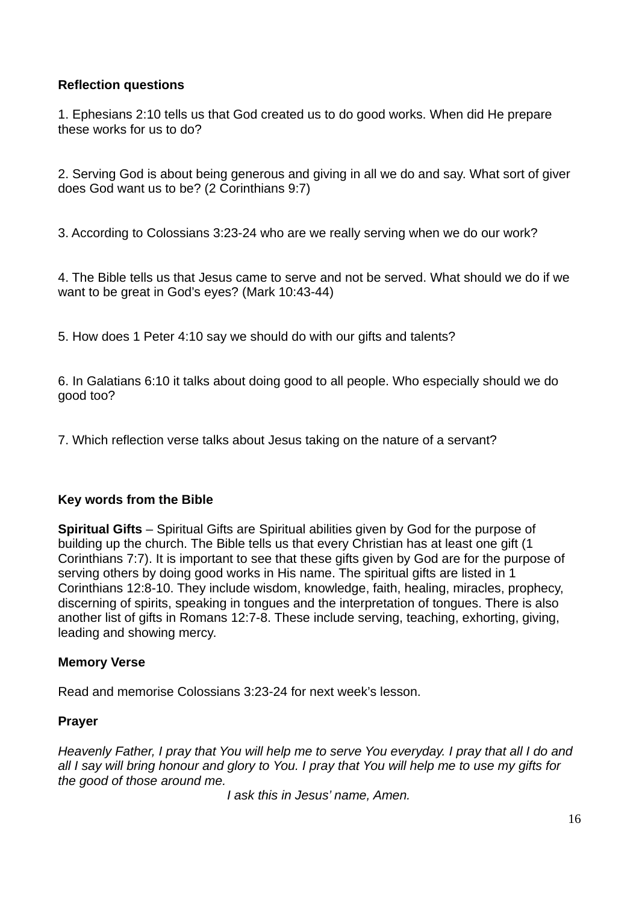**Reflection questions**

1. Ephesians 2:10 tells us that God created us to do good works. When did He prepare these works for us to do?

2. Serving God is about being generous and giving in all we do and say. What sort of giver does God want us to be? (2 Corinthians 9:7)

3. According to Colossians 3:23-24 who are we really serving when we do our work?

4. The Bible tells us that Jesus came to serve and not be served. What should we do if we want to be great in God's eyes? (Mark 10:43-44)

5. How does 1 Peter 4:10 say we should do with our gifts and talents?

6. In Galatians 6:10 it talks about doing good to all people. Who especially should we do good too?

7. Which reflection verse talks about Jesus taking on the nature of a servant?

**Key words from the Bible**

**Spiritual Gifts** – Spiritual Gifts are Spiritual abilities given by God for the purpose of building up the church. The Bible tells us that every Christian has at least one gift (1 Corinthians 7:7). It is important to see that these gifts given by God are for the purpose of serving others by doing good works in His name. The spiritual gifts are listed in 1 Corinthians 12:8-10. They include wisdom, knowledge, faith, healing, miracles, prophecy, discerning of spirits, speaking in tongues and the interpretation of tongues. There is also another list of gifts in Romans 12:7-8. These include serving, teaching, exhorting, giving, leading and showing mercy.

**Memory Verse**

Read and memorise Colossians 3:23-24 for next week's lesson.

**Prayer**

*Heavenly Father, I pray that You will help me to serve You everyday. I pray that all I do and all I say will bring honour and glory to You. I pray that You will help me to use my gifts for the good of those around me.*

*I ask this in Jesus' name, Amen.*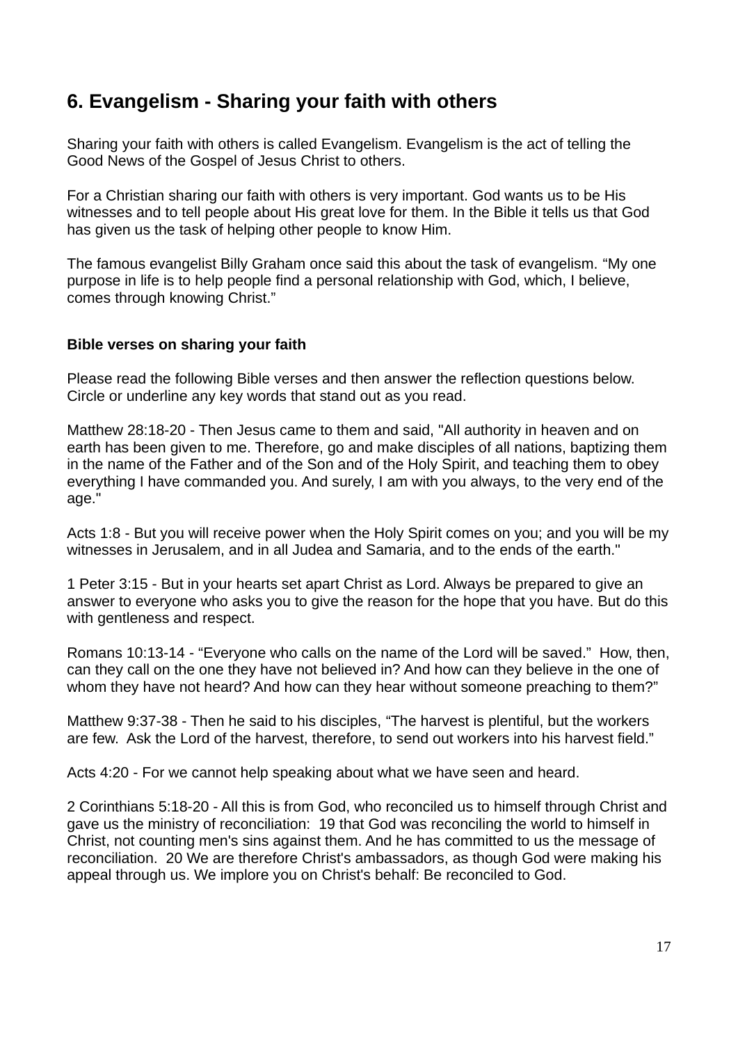## 6. Evangelism - Sharing your faith with others

Sharing your faith with others is called Evangelism. Evangelism is the act of telling the Good News of the Gospel of Jesus Christ to others.

For a Christian sharing our faith with others is very important. God wants us to be His witnesses and to tell people about His great love for them. In the Bible it tells us that God has given us the task of helping other people to know Him.

The famous evangelist Billy Graham once said this about the task of evangelism. "My one purpose in life is to help people find a personal relationship with God, which, I believe, comes through knowing Christ."

**Bible verses on sharing your faith**

Please read the following Bible verses and then answer the reflection questions below. Circle or underline any key words that stand out as you read.

Matthew 28:18-20 - Then Jesus came to them and said, "All authority in heaven and on earth has been given to me. Therefore, go and make disciples of all nations, baptizing them in the name of the Father and of the Son and of the Holy Spirit, and teaching them to obey everything I have commanded you. And surely, I am with you always, to the very end of the age."

Acts 1:8 - But you will receive power when the Holy Spirit comes on you; and you will be my witnesses in Jerusalem, and in all Judea and Samaria, and to the ends of the earth."

1 Peter 3:15 - But in your hearts set apart Christ as Lord. Always be prepared to give an answer to everyone who asks you to give the reason for the hope that you have. But do this with gentleness and respect.

Romans 10:13-14 - "Everyone who calls on the name of the Lord will be saved." How, then, can they call on the one they have not believed in? And how can they believe in the one of whom they have not heard? And how can they hear without someone preaching to them?"

Matthew 9:37-38 - Then he said to his disciples, "The harvest is plentiful, but the workers are few. Ask the Lord of the harvest, therefore, to send out workers into his harvest field."

Acts 4:20 - For we cannot help speaking about what we have seen and heard.

2 Corinthians 5:18-20 - All this is from God, who reconciled us to himself through Christ and gave us the ministry of reconciliation: 19 that God was reconciling the world to himself in Christ, not counting men's sins against them. And he has committed to us the message of reconciliation. 20 We are therefore Christ's ambassadors, as though God were making his appeal through us. We implore you on Christ's behalf: Be reconciled to God.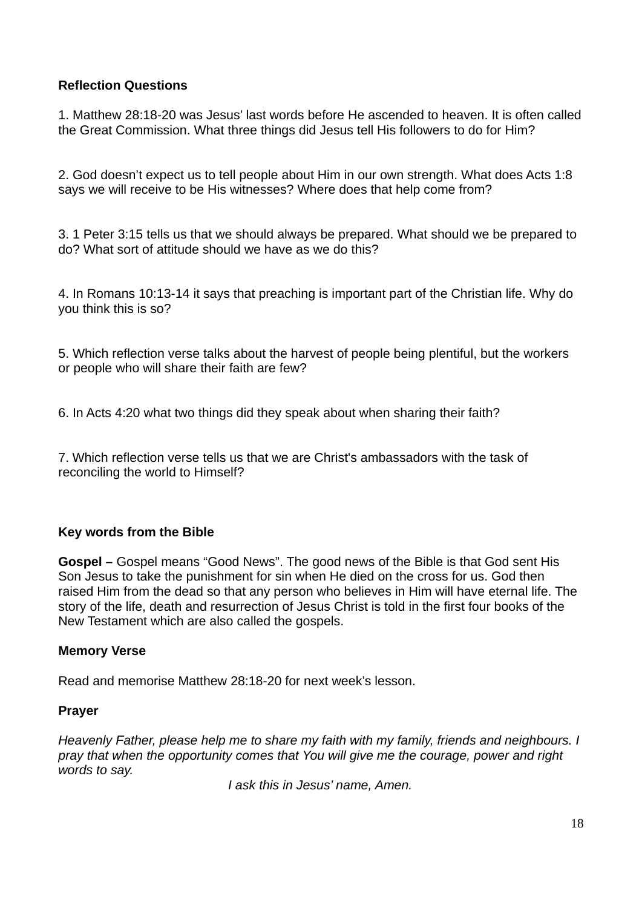**Reflection Questions**

1. Matthew 28:18-20 was Jesus' last words before He ascended to heaven. It is often called the Great Commission. What three things did Jesus tell His followers to do for Him?

2. God doesn't expect us to tell people about Him in our own strength. What does Acts 1:8 says we will receive to be His witnesses? Where does that help come from?

3. 1 Peter 3:15 tells us that we should always be prepared. What should we be prepared to do? What sort of attitude should we have as we do this?

4. In Romans 10:13-14 it says that preaching is important part of the Christian life. Why do you think this is so?

5. Which reflection verse talks about the harvest of people being plentiful, but the workers or people who will share their faith are few?

6. In Acts 4:20 what two things did they speak about when sharing their faith?

7. Which reflection verse tells us that we are Christ's ambassadors with the task of reconciling the world to Himself?

**Key words from the Bible**

**Gospel –** Gospel means "Good News". The good news of the Bible is that God sent His Son Jesus to take the punishment for sin when He died on the cross for us. God then raised Him from the dead so that any person who believes in Him will have eternal life. The story of the life, death and resurrection of Jesus Christ is told in the first four books of the New Testament which are also called the gospels.

**Memory Verse**

Read and memorise Matthew 28:18-20 for next week's lesson.

**Prayer**

*Heavenly Father, please help me to share my faith with my family, friends and neighbours. I pray that when the opportunity comes that You will give me the courage, power and right words to say.*

*I ask this in Jesus' name, Amen.*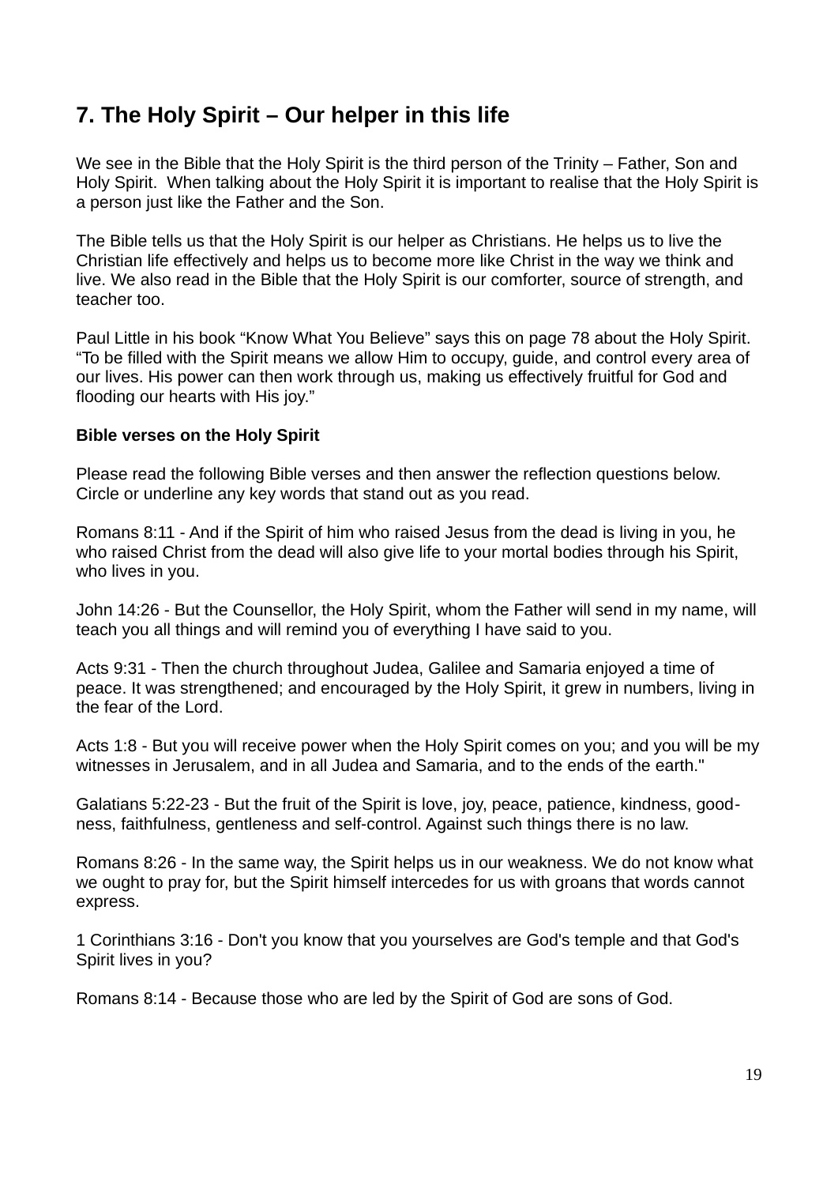## 7. The Holy Spirit – Our helper in this life

We see in the Bible that the Holy Spirit is the third person of the Trinity – Father, Son and Holy Spirit. When talking about the Holy Spirit it is important to realise that the Holy Spirit is a person just like the Father and the Son.

The Bible tells us that the Holy Spirit is our helper as Christians. He helps us to live the Christian life effectively and helps us to become more like Christ in the way we think and live. We also read in the Bible that the Holy Spirit is our comforter, source of strength, and teacher too.

Paul Little in his book “Know What You Believe” says this on page 78 about the Holy Spirit. “To be filled with the Spirit means we allow Him to occupy, guide, and control every area of our lives. His power can then work through us, making us effectively fruitful for God and flooding our hearts with His joy.”

**Bible verses on the Holy Spirit**

Please read the following Bible verses and then answer the reflection questions below. Circle or underline any key words that stand out as you read.

Romans 8:11 - And if the Spirit of him who raised Jesus from the dead is living in you, he who raised Christ from the dead will also give life to your mortal bodies through his Spirit, who lives in you.

John 14:26 - But the Counsellor, the Holy Spirit, whom the Father will send in my name, will teach you all things and will remind you of everything I have said to you.

Acts 9:31 - Then the church throughout Judea, Galilee and Samaria enjoyed a time of peace. It was strengthened; and encouraged by the Holy Spirit, it grew in numbers, living in the fear of the Lord.

Acts 1:8 - But you will receive power when the Holy Spirit comes on you; and you will be my witnesses in Jerusalem, and in all Judea and Samaria, and to the ends of the earth."

Galatians 5:22-23 - But the fruit of the Spirit is love, joy, peace, patience, kindness, goodness, faithfulness, gentleness and self-control. Against such things there is no law.

Romans 8:26 - In the same way, the Spirit helps us in our weakness. We do not know what we ought to pray for, but the Spirit himself intercedes for us with groans that words cannot express.

1 Corinthians 3:16 - Don't you know that you yourselves are God's temple and that God's Spirit lives in you?

Romans 8:14 - Because those who are led by the Spirit of God are sons of God.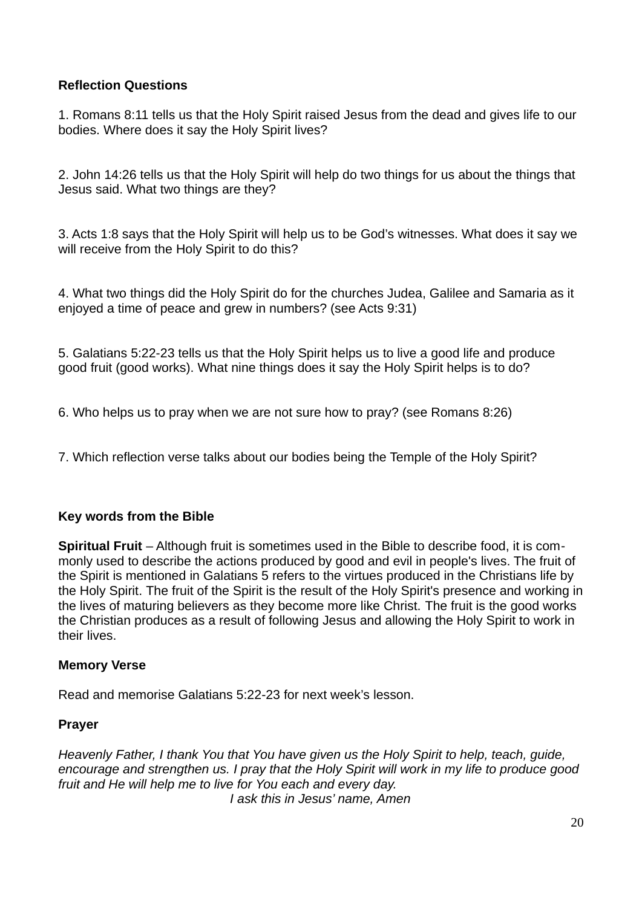**Reflection Questions**

1. Romans 8:11 tells us that the Holy Spirit raised Jesus from the dead and gives life to our bodies. Where does it say the Holy Spirit lives?

2. John 14:26 tells us that the Holy Spirit will help do two things for us about the things that Jesus said. What two things are they?

3. Acts 1:8 says that the Holy Spirit will help us to be God's witnesses. What does it say we will receive from the Holy Spirit to do this?

4. What two things did the Holy Spirit do for the churches Judea, Galilee and Samaria as it enjoyed a time of peace and grew in numbers? (see Acts 9:31)

5. Galatians 5:22-23 tells us that the Holy Spirit helps us to live a good life and produce good fruit (good works). What nine things does it say the Holy Spirit helps is to do?

6. Who helps us to pray when we are not sure how to pray? (see Romans 8:26)

7. Which reflection verse talks about our bodies being the Temple of the Holy Spirit?

**Key words from the Bible**

**Spiritual Fruit** – Although fruit is sometimes used in the Bible to describe food, it is commonly used to describe the actions produced by good and evil in people's lives. The fruit of the Spirit is mentioned in Galatians 5 refers to the virtues produced in the Christians life by the Holy Spirit. The fruit of the Spirit is the result of the Holy Spirit's presence and working in the lives of maturing believers as they become more like Christ. The fruit is the good works the Christian produces as a result of following Jesus and allowing the Holy Spirit to work in their lives.

**Memory Verse**

Read and memorise Galatians 5:22-23 for next week's lesson.

**Prayer**

*Heavenly Father, I thank You that You have given us the Holy Spirit to help, teach, guide, encourage and strengthen us. I pray that the Holy Spirit will work in my life to produce good fruit and He will help me to live for You each and every day.*

*I ask this in Jesus' name, Amen*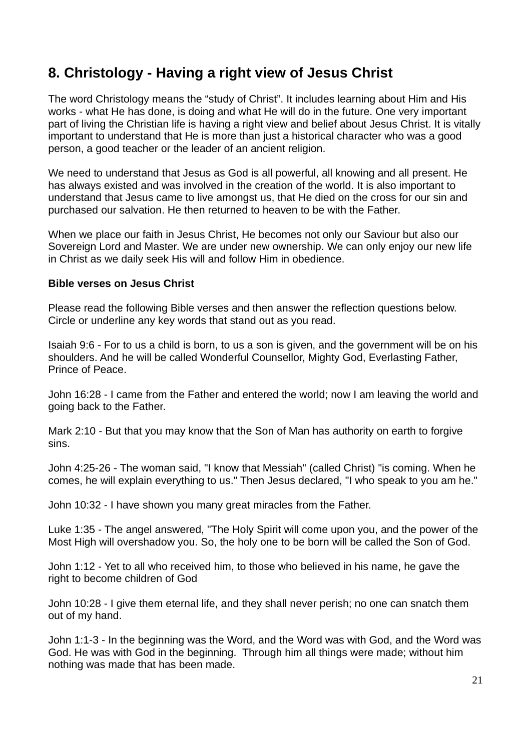## 8. Christology - Having a right view of Jesus Christ

The word Christology means the “study of Christ”. It includes learning about Him and His works - what He has done, is doing and what He will do in the future. One very important part of living the Christian life is having a right view and belief about Jesus Christ. It is vitally important to understand that He is more than just a historical character who was a good person, a good teacher or the leader of an ancient religion.

We need to understand that Jesus as God is all powerful, all knowing and all present. He has always existed and was involved in the creation of the world. It is also important to understand that Jesus came to live amongst us, that He died on the cross for our sin and purchased our salvation. He then returned to heaven to be with the Father.

When we place our faith in Jesus Christ, He becomes not only our Saviour but also our Sovereign Lord and Master. We are under new ownership. We can only enjoy our new life in Christ as we daily seek His will and follow Him in obedience.

**Bible verses on Jesus Christ**

Please read the following Bible verses and then answer the reflection questions below. Circle or underline any key words that stand out as you read.

Isaiah 9:6 - For to us a child is born, to us a son is given, and the government will be on his shoulders. And he will be called Wonderful Counsellor, Mighty God, Everlasting Father, Prince of Peace.

John 16:28 - I came from the Father and entered the world; now I am leaving the world and going back to the Father.

Mark 2:10 - But that you may know that the Son of Man has authority on earth to forgive sins.

John 4:25-26 - The woman said, "I know that Messiah" (called Christ) "is coming. When he comes, he will explain everything to us." Then Jesus declared, "I who speak to you am he."

John 10:32 - I have shown you many great miracles from the Father.

Luke 1:35 - The angel answered, "The Holy Spirit will come upon you, and the power of the Most High will overshadow you. So, the holy one to be born will be called the Son of God.

John 1:12 - Yet to all who received him, to those who believed in his name, he gave the right to become children of God

John 10:28 - I give them eternal life, and they shall never perish; no one can snatch them out of my hand.

John 1:1-3 - In the beginning was the Word, and the Word was with God, and the Word was God. He was with God in the beginning. Through him all things were made; without him nothing was made that has been made.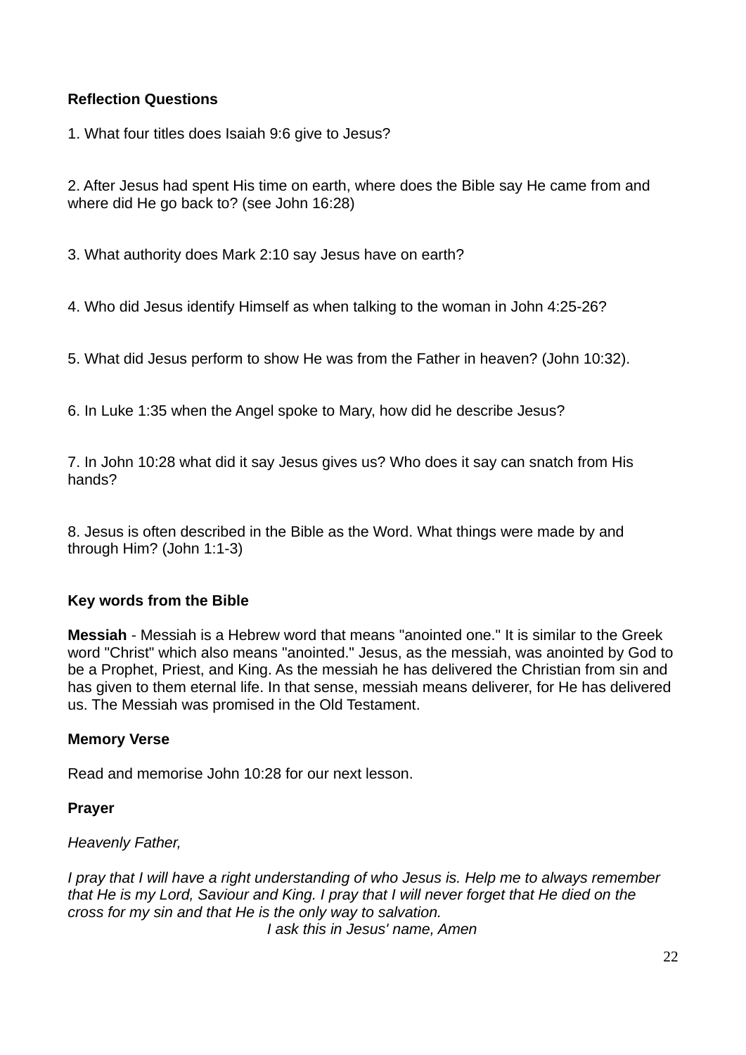**Reflection Questions**

1. What four titles does Isaiah 9:6 give to Jesus?

2. After Jesus had spent His time on earth, where does the Bible say He came from and where did He go back to? (see John 16:28)

3. What authority does Mark 2:10 say Jesus have on earth?

4. Who did Jesus identify Himself as when talking to the woman in John 4:25-26?

5. What did Jesus perform to show He was from the Father in heaven? (John 10:32).

6. In Luke 1:35 when the Angel spoke to Mary, how did he describe Jesus?

7. In John 10:28 what did it say Jesus gives us? Who does it say can snatch from His hands?

8. Jesus is often described in the Bible as the Word. What things were made by and through Him? (John 1:1-3)

**Key words from the Bible**

**Messiah** - Messiah is a Hebrew word that means "anointed one." It is similar to the Greek word "Christ" which also means "anointed." Jesus, as the messiah, was anointed by God to be a Prophet, Priest, and King. As the messiah he has delivered the Christian from sin and has given to them eternal life. In that sense, messiah means deliverer, for He has delivered us. The Messiah was promised in the Old Testament.

**Memory Verse**

Read and memorise John 10:28 for our next lesson.

**Prayer**

*Heavenly Father,*

*I pray that I will have a right understanding of who Jesus is. Help me to always remember that He is my Lord, Saviour and King. I pray that I will never forget that He died on the cross for my sin and that He is the only way to salvation.*

*I ask this in Jesus' name, Amen*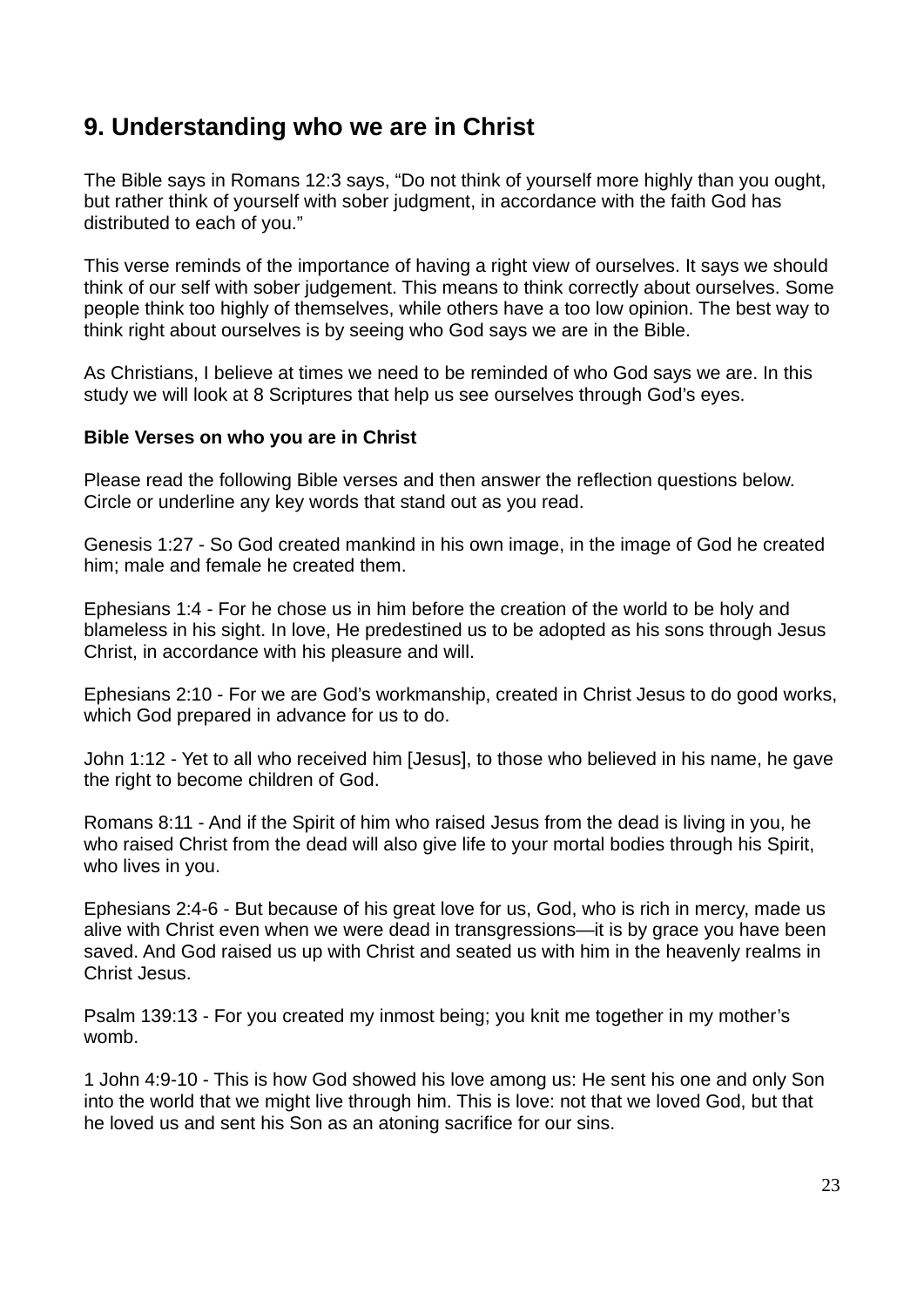## 9. Understanding who we are in Christ

The Bible says in Romans 12:3 says, "Do not think of yourself more highly than you ought, but rather think of yourself with sober judgment, in accordance with the faith God has distributed to each of you."

This verse reminds of the importance of having a right view of ourselves. It says we should think of our self with sober judgement. This means to think correctly about ourselves. Some people think too highly of themselves, while others have a too low opinion. The best way to think right about ourselves is by seeing who God says we are in the Bible.

As Christians, I believe at times we need to be reminded of who God says we are. In this study we will look at 8 Scriptures that help us see ourselves through God's eyes.

**Bible Verses on who you are in Christ**

Please read the following Bible verses and then answer the reflection questions below. Circle or underline any key words that stand out as you read.

Genesis 1:27 - So God created mankind in his own image, in the image of God he created him; male and female he created them.

Ephesians 1:4 - For he chose us in him before the creation of the world to be holy and blameless in his sight. In love, He predestined us to be adopted as his sons through Jesus Christ, in accordance with his pleasure and will.

Ephesians 2:10 - For we are God's workmanship, created in Christ Jesus to do good works, which God prepared in advance for us to do.

John 1:12 - Yet to all who received him [Jesus], to those who believed in his name, he gave the right to become children of God.

Romans 8:11 - And if the Spirit of him who raised Jesus from the dead is living in you, he who raised Christ from the dead will also give life to your mortal bodies through his Spirit, who lives in you.

Ephesians 2:4-6 - But because of his great love for us, God, who is rich in mercy, made us alive with Christ even when we were dead in transgressions—it is by grace you have been saved. And God raised us up with Christ and seated us with him in the heavenly realms in Christ Jesus.

Psalm 139:13 - For you created my inmost being; you knit me together in my mother's womb.

1 John 4:9-10 - This is how God showed his love among us: He sent his one and only Son into the world that we might live through him. This is love: not that we loved God, but that he loved us and sent his Son as an atoning sacrifice for our sins.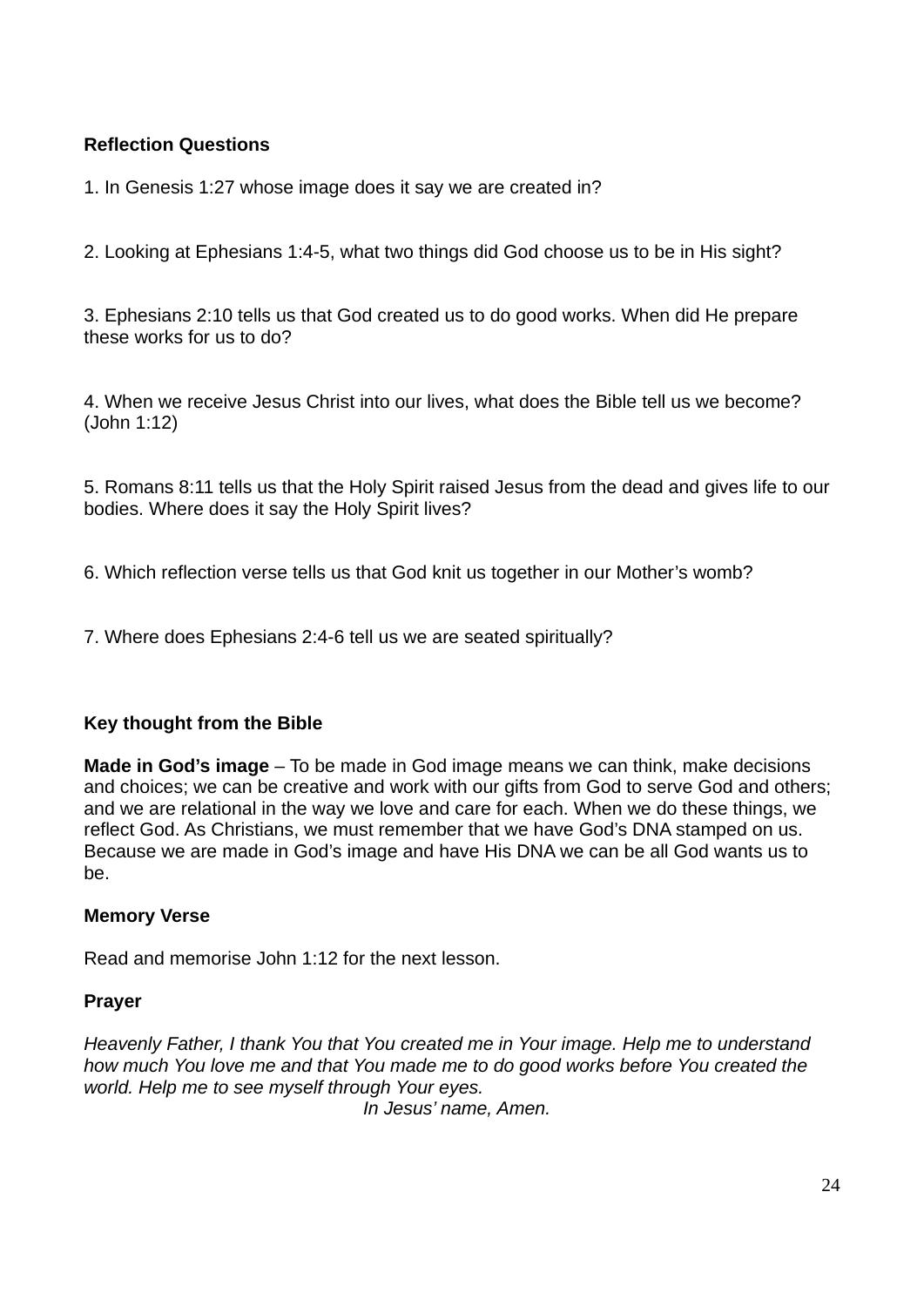**Reflection Questions**

1. In Genesis 1:27 whose image does it say we are created in?

2. Looking at Ephesians 1:4-5, what two things did God choose us to be in His sight?

3. Ephesians 2:10 tells us that God created us to do good works. When did He prepare these works for us to do?

4. When we receive Jesus Christ into our lives, what does the Bible tell us we become? (John 1:12)

5. Romans 8:11 tells us that the Holy Spirit raised Jesus from the dead and gives life to our bodies. Where does it say the Holy Spirit lives?

6. Which reflection verse tells us that God knit us together in our Mother's womb?

7. Where does Ephesians 2:4-6 tell us we are seated spiritually?

**Key thought from the Bible**

**Made in God's image** – To be made in God image means we can think, make decisions and choices; we can be creative and work with our gifts from God to serve God and others; and we are relational in the way we love and care for each. When we do these things, we reflect God. As Christians, we must remember that we have God's DNA stamped on us. Because we are made in God's image and have His DNA we can be all God wants us to be.

**Memory Verse**

Read and memorise John 1:12 for the next lesson.

**Prayer**

*Heavenly Father, I thank You that You created me in Your image. Help me to understand how much You love me and that You made me to do good works before You created the world. Help me to see myself through Your eyes.*

*In Jesus' name, Amen.*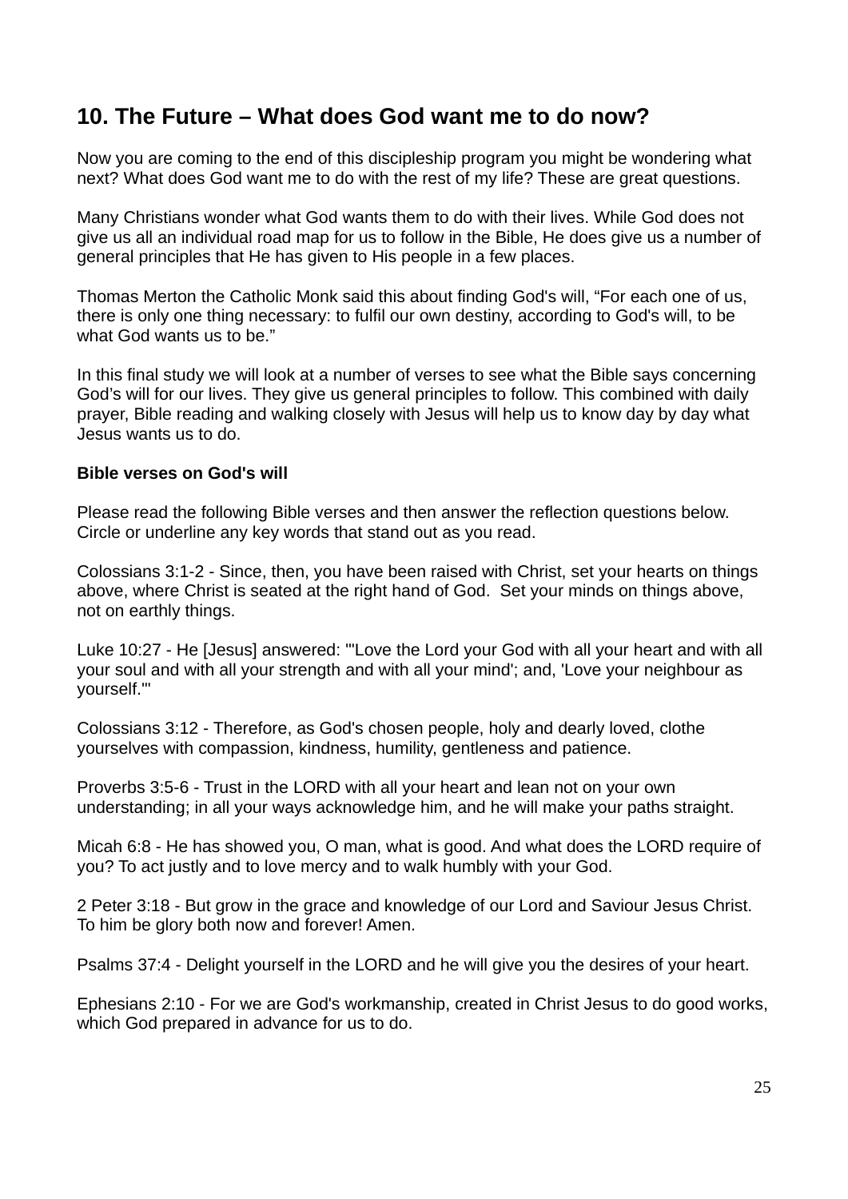## 10. The Future – What does God want me to do now?

Now you are coming to the end of this discipleship program you might be wondering what next? What does God want me to do with the rest of my life? These are great questions.

Many Christians wonder what God wants them to do with their lives. While God does not give us all an individual road map for us to follow in the Bible, He does give us a number of general principles that He has given to His people in a few places.

Thomas Merton the Catholic Monk said this about finding God's will, “For each one of us, there is only one thing necessary: to fulfil our own destiny, according to God's will, to be what God wants us to be.”

In this final study we will look at a number of verses to see what the Bible says concerning God’s will for our lives. They give us general principles to follow. This combined with daily prayer, Bible reading and walking closely with Jesus will help us to know day by day what Jesus wants us to do.

**Bible verses on God's will**

Please read the following Bible verses and then answer the reflection questions below. Circle or underline any key words that stand out as you read.

Colossians 3:1-2 - Since, then, you have been raised with Christ, set your hearts on things above, where Christ is seated at the right hand of God.  Set your minds on things above, not on earthly things.

Luke 10:27 - He [Jesus] answered: "'Love the Lord your God with all your heart and with all your soul and with all your strength and with all your mind'; and, 'Love your neighbour as yourself.'"

Colossians 3:12 - Therefore, as God's chosen people, holy and dearly loved, clothe yourselves with compassion, kindness, humility, gentleness and patience.

Proverbs 3:5-6 - Trust in the LORD with all your heart and lean not on your own understanding; in all your ways acknowledge him, and he will make your paths straight.

Micah 6:8 - He has showed you, O man, what is good. And what does the LORD require of you? To act justly and to love mercy and to walk humbly with your God.

2 Peter 3:18 - But grow in the grace and knowledge of our Lord and Saviour Jesus Christ. To him be glory both now and forever! Amen.

Psalms 37:4 - Delight yourself in the LORD and he will give you the desires of your heart.

Ephesians 2:10 - For we are God's workmanship, created in Christ Jesus to do good works, which God prepared in advance for us to do.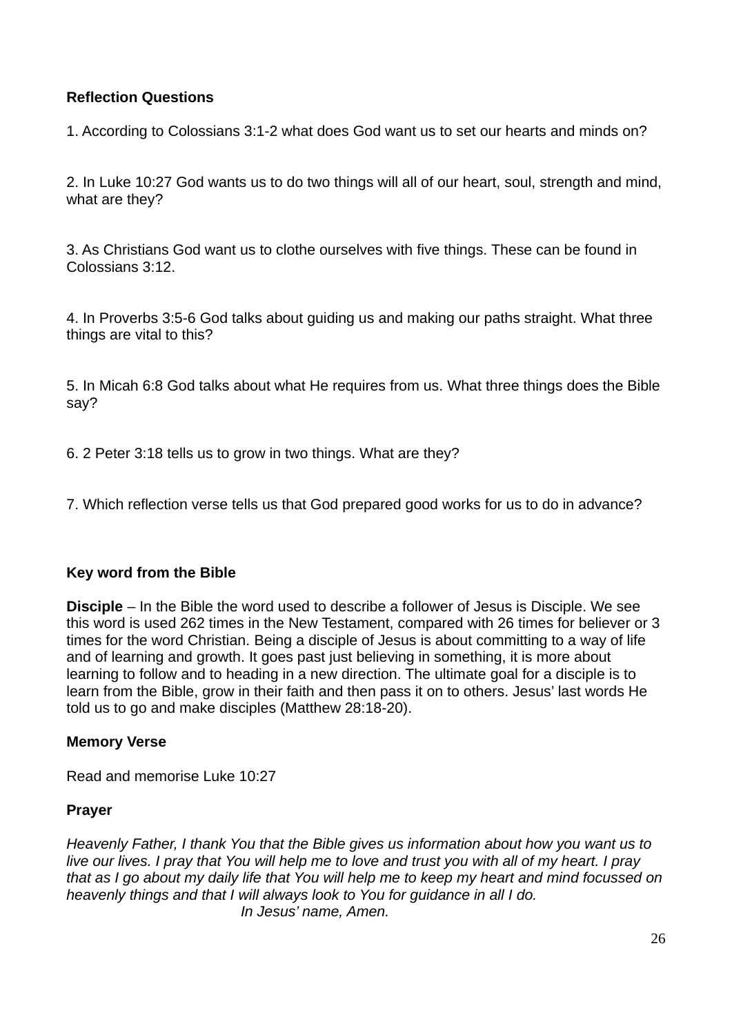**Reflection Questions**

1. According to Colossians 3:1-2 what does God want us to set our hearts and minds on?

2. In Luke 10:27 God wants us to do two things will all of our heart, soul, strength and mind, what are they?

3. As Christians God want us to clothe ourselves with five things. These can be found in Colossians 3:12.

4. In Proverbs 3:5-6 God talks about guiding us and making our paths straight. What three things are vital to this?

5. In Micah 6:8 God talks about what He requires from us. What three things does the Bible say?

6. 2 Peter 3:18 tells us to grow in two things. What are they?

7. Which reflection verse tells us that God prepared good works for us to do in advance?

**Key word from the Bible**

**Disciple** – In the Bible the word used to describe a follower of Jesus is Disciple. We see this word is used 262 times in the New Testament, compared with 26 times for believer or 3 times for the word Christian. Being a disciple of Jesus is about committing to a way of life and of learning and growth. It goes past just believing in something, it is more about learning to follow and to heading in a new direction. The ultimate goal for a disciple is to learn from the Bible, grow in their faith and then pass it on to others. Jesus' last words He told us to go and make disciples (Matthew 28:18-20).

**Memory Verse**

Read and memorise Luke 10:27

**Prayer**

*Heavenly Father, I thank You that the Bible gives us information about how you want us to live our lives. I pray that You will help me to love and trust you with all of my heart. I pray that as I go about my daily life that You will help me to keep my heart and mind focussed on heavenly things and that I will always look to You for guidance in all I do.*
*In Jesus' name, Amen.*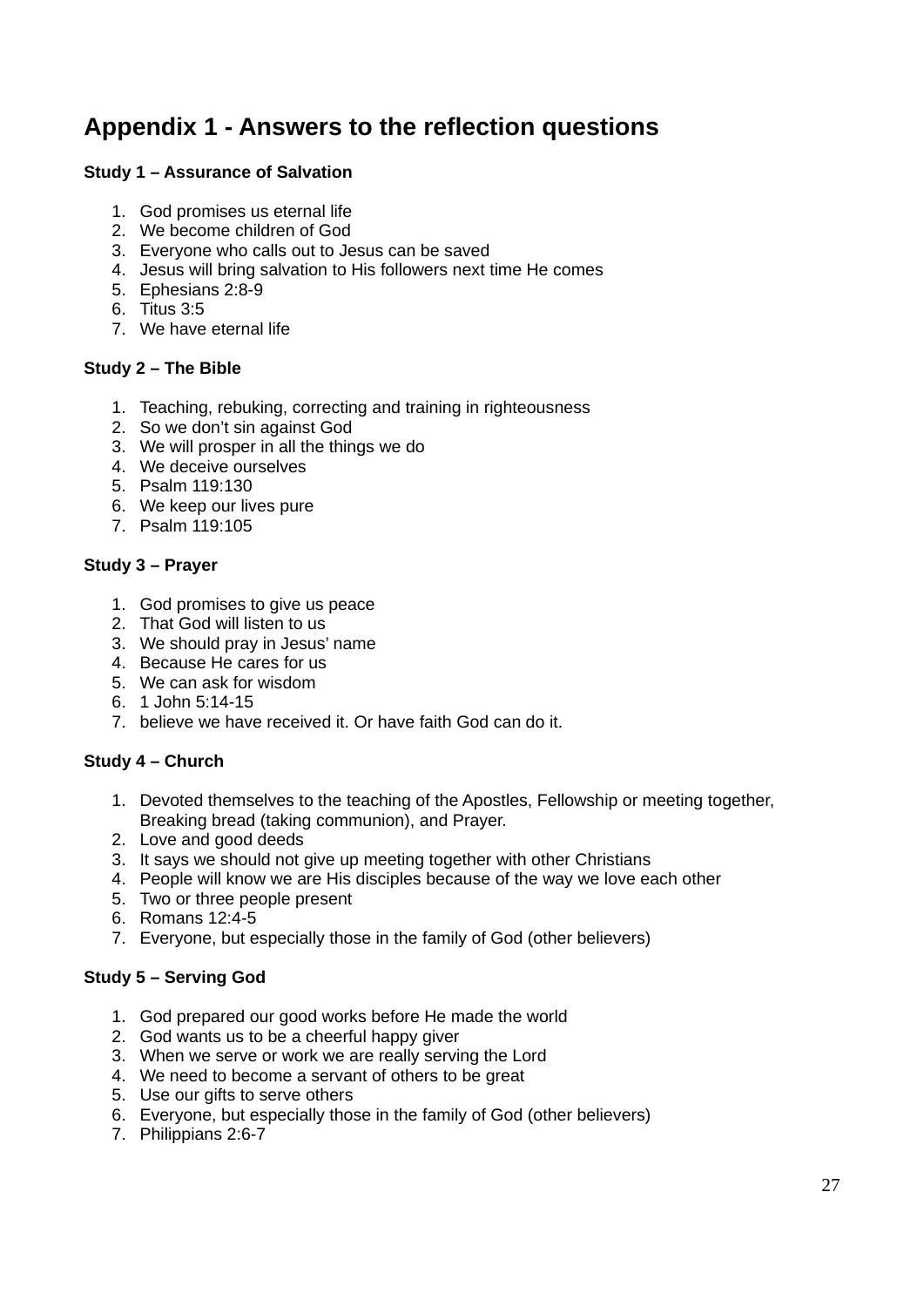# Appendix 1 - Answers to the reflection questions

**Study 1 – Assurance of Salvation**

1. God promises us eternal life
2. We become children of God
3. Everyone who calls out to Jesus can be saved
4. Jesus will bring salvation to His followers next time He comes
5. Ephesians 2:8-9
6. Titus 3:5
7. We have eternal life

**Study 2 – The Bible**

1. Teaching, rebuking, correcting and training in righteousness
2. So we don't sin against God
3. We will prosper in all the things we do
4. We deceive ourselves
5. Psalm 119:130
6. We keep our lives pure
7. Psalm 119:105

**Study 3 – Prayer**

1. God promises to give us peace
2. That God will listen to us
3. We should pray in Jesus' name
4. Because He cares for us
5. We can ask for wisdom
6. 1 John 5:14-15
7. believe we have received it. Or have faith God can do it.

**Study 4 – Church**

1. Devoted themselves to the teaching of the Apostles, Fellowship or meeting together, Breaking bread (taking communion), and Prayer.
2. Love and good deeds
3. It says we should not give up meeting together with other Christians
4. People will know we are His disciples because of the way we love each other
5. Two or three people present
6. Romans 12:4-5
7. Everyone, but especially those in the family of God (other believers)

**Study 5 – Serving God**

1. God prepared our good works before He made the world
2. God wants us to be a cheerful happy giver
3. When we serve or work we are really serving the Lord
4. We need to become a servant of others to be great
5. Use our gifts to serve others
6. Everyone, but especially those in the family of God (other believers)
7. Philippians 2:6-7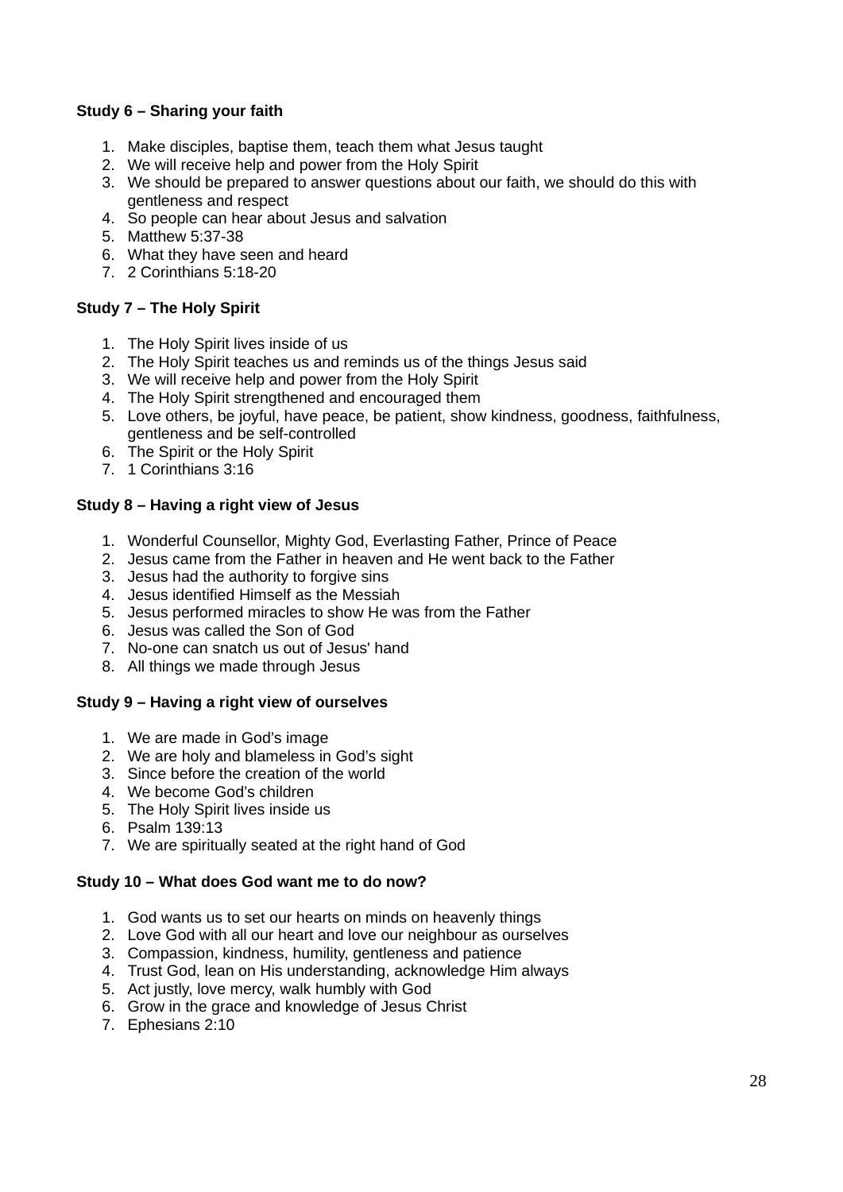**Study 6 – Sharing your faith**

1. Make disciples, baptise them, teach them what Jesus taught
2. We will receive help and power from the Holy Spirit
3. We should be prepared to answer questions about our faith, we should do this with gentleness and respect
4. So people can hear about Jesus and salvation
5. Matthew 5:37-38
6. What they have seen and heard
7. 2 Corinthians 5:18-20

**Study 7 – The Holy Spirit**

1. The Holy Spirit lives inside of us
2. The Holy Spirit teaches us and reminds us of the things Jesus said
3. We will receive help and power from the Holy Spirit
4. The Holy Spirit strengthened and encouraged them
5. Love others, be joyful, have peace, be patient, show kindness, goodness, faithfulness, gentleness and be self-controlled
6. The Spirit or the Holy Spirit
7. 1 Corinthians 3:16

**Study 8 – Having a right view of Jesus**

1. Wonderful Counsellor, Mighty God, Everlasting Father, Prince of Peace
2. Jesus came from the Father in heaven and He went back to the Father
3. Jesus had the authority to forgive sins
4. Jesus identified Himself as the Messiah
5. Jesus performed miracles to show He was from the Father
6. Jesus was called the Son of God
7. No-one can snatch us out of Jesus' hand
8. All things we made through Jesus

**Study 9 – Having a right view of ourselves**

1. We are made in God's image
2. We are holy and blameless in God's sight
3. Since before the creation of the world
4. We become God's children
5. The Holy Spirit lives inside us
6. Psalm 139:13
7. We are spiritually seated at the right hand of God

**Study 10 – What does God want me to do now?**

1. God wants us to set our hearts on minds on heavenly things
2. Love God with all our heart and love our neighbour as ourselves
3. Compassion, kindness, humility, gentleness and patience
4. Trust God, lean on His understanding, acknowledge Him always
5. Act justly, love mercy, walk humbly with God
6. Grow in the grace and knowledge of Jesus Christ
7. Ephesians 2:10